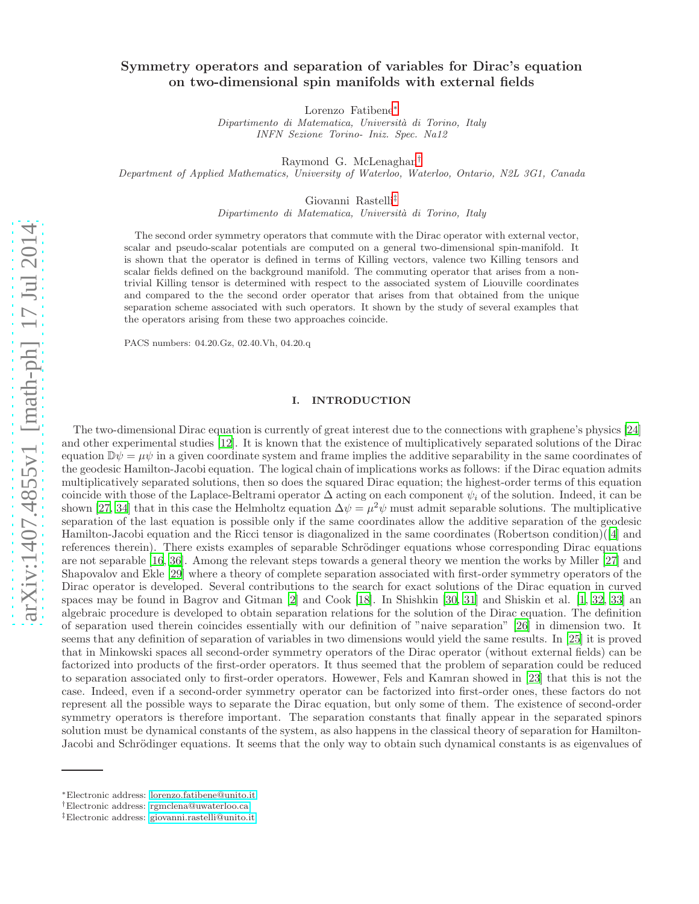# Symmetry operators and separation of variables for Dirac's equation on two-dimensional spin manifolds with external fields

Lorenzo Fatibene*

*Dipartimento di Matematica, Università di Torino, Italy*
*INFN Sezione Torino- Iniz. Spec. Na12*

Raymond G. McLenaghan†

*Department of Applied Mathematics, University of Waterloo, Waterloo, Ontario, N2L 3G1, Canada*

Giovanni Rastelli‡

*Dipartimento di Matematica, Università di Torino, Italy*

The second order symmetry operators that commute with the Dirac operator with external vector, scalar and pseudo-scalar potentials are computed on a general two-dimensional spin-manifold. It is shown that the operator is defined in terms of Killing vectors, valence two Killing tensors and scalar fields defined on the background manifold. The commuting operator that arises from a non-trivial Killing tensor is determined with respect to the associated system of Liouville coordinates and compared to the the second order operator that arises from that obtained from the unique separation scheme associated with such operators. It shown by the study of several examples that the operators arising from these two approaches coincide.

PACS numbers: 04.20.Gz, 02.40.Vh, 04.20.q

## I. INTRODUCTION

The two-dimensional Dirac equation is currently of great interest due to the connections with graphene's physics [24] and other experimental studies [12]. It is known that the existence of multiplicatively separated solutions of the Dirac equation $\mathbb{D}\psi = \mu\psi$ in a given coordinate system and frame implies the additive separability in the same coordinates of the geodesic Hamilton-Jacobi equation. The logical chain of implications works as follows: if the Dirac equation admits multiplicatively separated solutions, then so does the squared Dirac equation; the highest-order terms of this equation coincide with those of the Laplace-Beltrami operator $\Delta$ acting on each component $\psi_i$ of the solution. Indeed, it can be shown [27, 34] that in this case the Helmholtz equation $\Delta\psi = \mu^2\psi$ must admit separable solutions. The multiplicative separation of the last equation is possible only if the same coordinates allow the additive separation of the geodesic Hamilton-Jacobi equation and the Ricci tensor is diagonalized in the same coordinates (Robertson condition)([4] and references therein). There exists examples of separable Schrödinger equations whose corresponding Dirac equations are not separable [16, 36]. Among the relevant steps towards a general theory we mention the works by Miller [27] and Shapovalov and Ekle [29] where a theory of complete separation associated with first-order symmetry operators of the Dirac operator is developed. Several contributions to the search for exact solutions of the Dirac equation in curved spaces may be found in Bagrov and Gitman [2] and Cook [18]. In Shishkin [30, 31] and Shiskin et al. [1, 32, 33] an algebraic procedure is developed to obtain separation relations for the solution of the Dirac equation. The definition of separation used therein coincides essentially with our definition of "naive separation" [26] in dimension two. It seems that any definition of separation of variables in two dimensions would yield the same results. In [25] it is proved that in Minkowski spaces all second-order symmetry operators of the Dirac operator (without external fields) can be factorized into products of the first-order operators. It thus seemed that the problem of separation could be reduced to separation associated only to first-order operators. However, Fels and Kamran showed in [23] that this is not the case. Indeed, even if a second-order symmetry operator can be factorized into first-order ones, these factors do not represent all the possible ways to separate the Dirac equation, but only some of them. The existence of second-order symmetry operators is therefore important. The separation constants that finally appear in the separated spinors solution must be dynamical constants of the system, as also happens in the classical theory of separation for Hamilton-Jacobi and Schrödinger equations. It seems that the only way to obtain such dynamical constants is as eigenvalues of

---

*Electronic address: lorenzo.fatibene@unito.it
†Electronic address: rgmclena@uwaterloo.ca
‡Electronic address: giovanni.rastelli@unito.it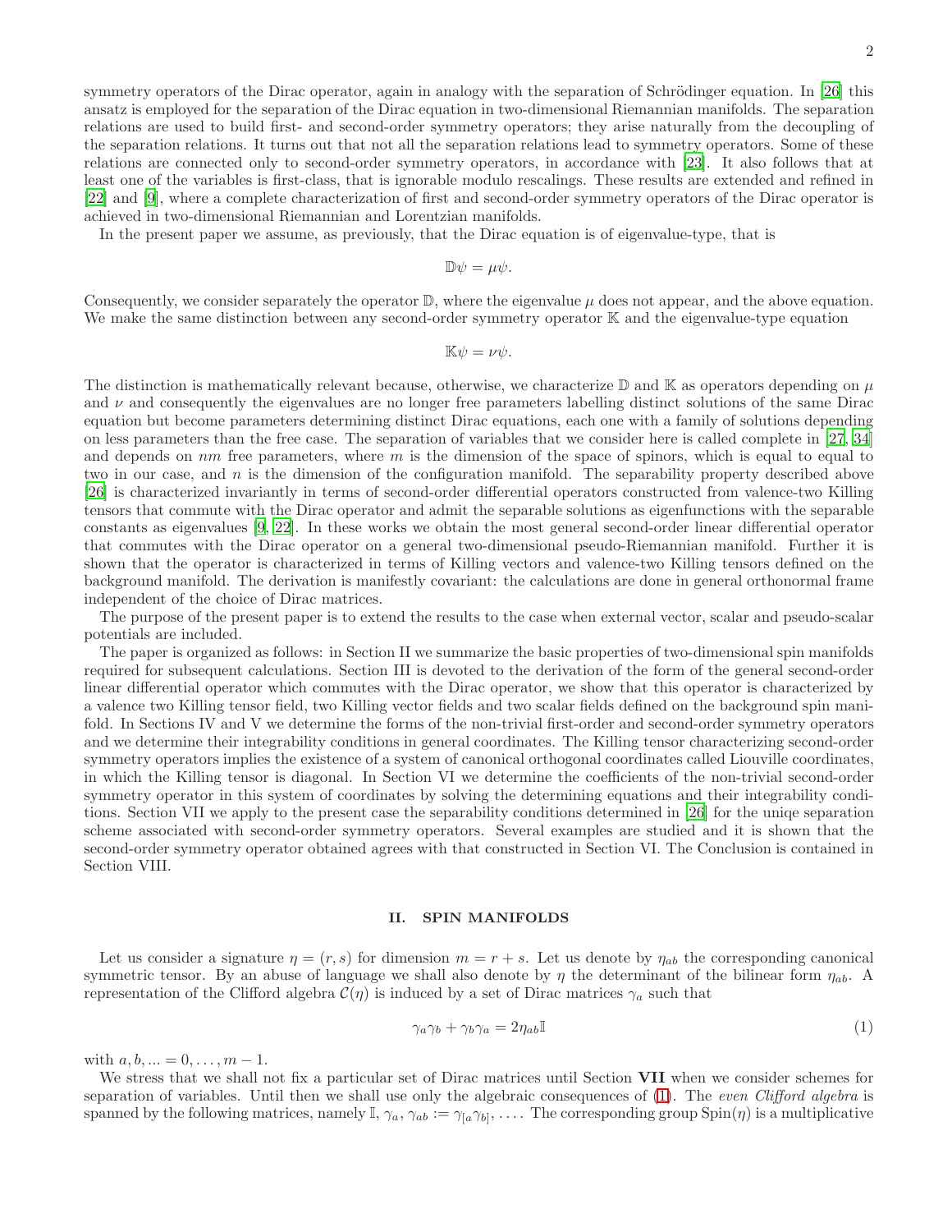symmetry operators of the Dirac operator, again in analogy with the separation of Schrödinger equation. In [26] this ansatz is employed for the separation of the Dirac equation in two-dimensional Riemannian manifolds. The separation relations are used to build first- and second-order symmetry operators; they arise naturally from the decoupling of the separation relations. It turns out that not all the separation relations lead to symmetry operators. Some of these relations are connected only to second-order symmetry operators, in accordance with [23]. It also follows that at least one of the variables is first-class, that is ignorable modulo rescalings. These results are extended and refined in [22] and [9], where a complete characterization of first and second-order symmetry operators of the Dirac operator is achieved in two-dimensional Riemannian and Lorentzian manifolds.

In the present paper we assume, as previously, that the Dirac equation is of eigenvalue-type, that is

$$\mathbb{D}\psi = \mu\psi.$$

Consequently, we consider separately the operator $\mathbb{D}$, where the eigenvalue $\mu$ does not appear, and the above equation. We make the same distinction between any second-order symmetry operator $\mathbb{K}$ and the eigenvalue-type equation

$$\mathbb{K}\psi = \nu\psi.$$

The distinction is mathematically relevant because, otherwise, we characterize $\mathbb{D}$ and $\mathbb{K}$ as operators depending on $\mu$ and $\nu$ and consequently the eigenvalues are no longer free parameters labelling distinct solutions of the same Dirac equation but become parameters determining distinct Dirac equations, each one with a family of solutions depending on less parameters than the free case. The separation of variables that we consider here is called complete in [27, 34] and depends on $nm$ free parameters, where $m$ is the dimension of the space of spinors, which is equal to equal to two in our case, and $n$ is the dimension of the configuration manifold. The separability property described above [26] is characterized invariantly in terms of second-order differential operators constructed from valence-two Killing tensors that commute with the Dirac operator and admit the separable solutions as eigenfunctions with the separable constants as eigenvalues [9, 22]. In these works we obtain the most general second-order linear differential operator that commutes with the Dirac operator on a general two-dimensional pseudo-Riemannian manifold. Further it is shown that the operator is characterized in terms of Killing vectors and valence-two Killing tensors defined on the background manifold. The derivation is manifestly covariant: the calculations are done in general orthonormal frame independent of the choice of Dirac matrices.

The purpose of the present paper is to extend the results to the case when external vector, scalar and pseudo-scalar potentials are included.

The paper is organized as follows: in Section II we summarize the basic properties of two-dimensional spin manifolds required for subsequent calculations. Section III is devoted to the derivation of the form of the general second-order linear differential operator which commutes with the Dirac operator, we show that this operator is characterized by a valence two Killing tensor field, two Killing vector fields and two scalar fields defined on the background spin manifold. In Sections IV and V we determine the forms of the non-trivial first-order and second-order symmetry operators and we determine their integrability conditions in general coordinates. The Killing tensor characterizing second-order symmetry operators implies the existence of a system of canonical orthogonal coordinates called Liouville coordinates, in which the Killing tensor is diagonal. In Section VI we determine the coefficients of the non-trivial second-order symmetry operator in this system of coordinates by solving the determining equations and their integrability conditions. Section VII we apply to the present case the separability conditions determined in [26] for the uniqe separation scheme associated with second-order symmetry operators. Several examples are studied and it is shown that the second-order symmetry operator obtained agrees with that constructed in Section VI. The Conclusion is contained in Section VIII.

## II. SPIN MANIFOLDS

Let us consider a signature $\eta = (r, s)$ for dimension $m = r + s$. Let us denote by $\eta_{ab}$ the corresponding canonical symmetric tensor. By an abuse of language we shall also denote by $\eta$ the determinant of the bilinear form $\eta_{ab}$. A representation of the Clifford algebra $\mathcal{C}(\eta)$ is induced by a set of Dirac matrices $\gamma_a$ such that

$$\gamma_a\gamma_b + \gamma_b\gamma_a = 2\eta_{ab}\mathbb{I} \tag{1}$$

with $a, b, ... = 0, \dots, m-1$.

We stress that we shall not fix a particular set of Dirac matrices until Section **VII** when we consider schemes for separation of variables. Until then we shall use only the algebraic consequences of (1). The *even Clifford algebra* is spanned by the following matrices, namely $\mathbb{I}$, $\gamma_a$, $\gamma_{ab} := \gamma_{[a}\gamma_{b]}$, .... The corresponding group $\mathrm{Spin}(\eta)$ is a multiplicative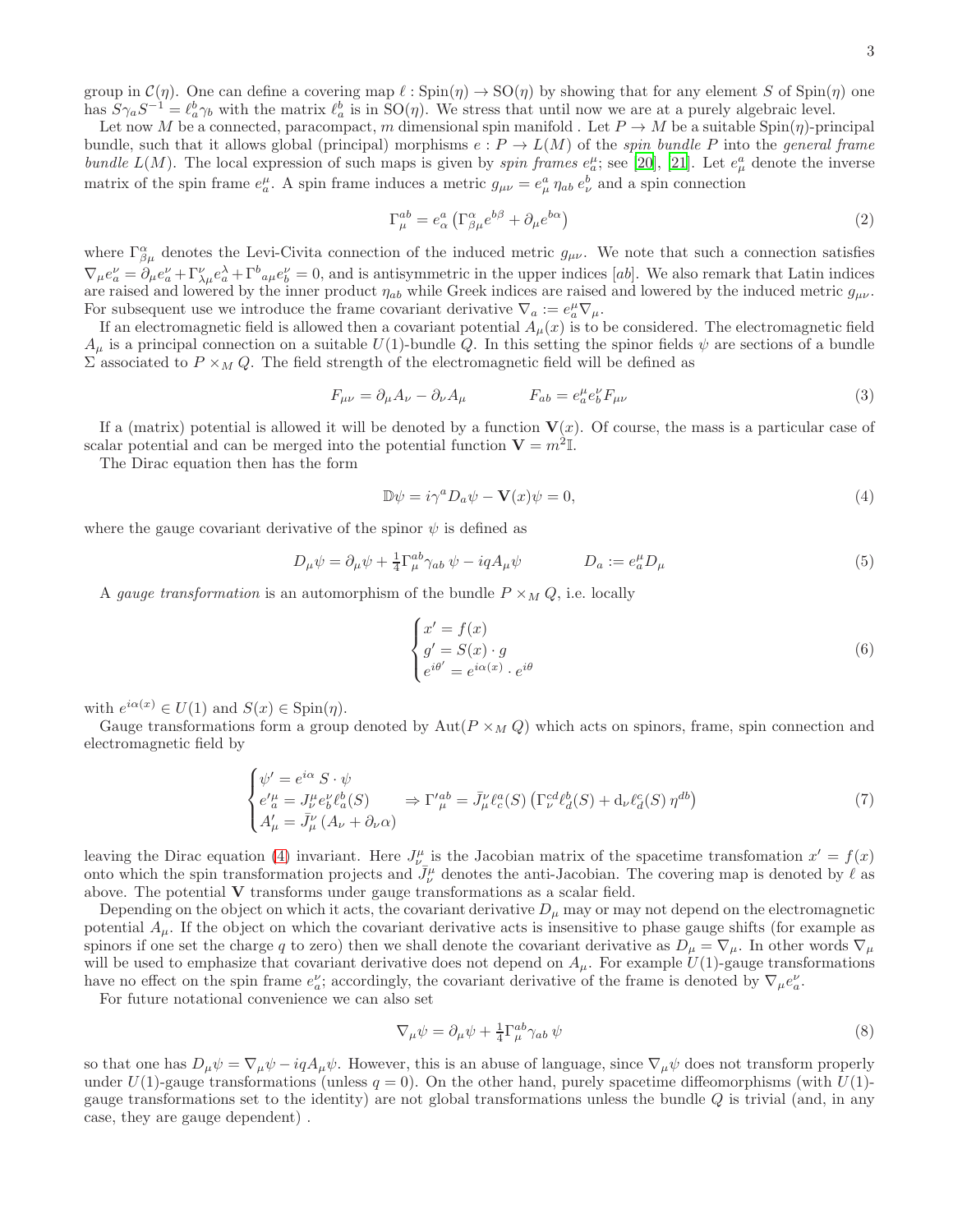group in $\mathcal{C}(\eta)$. One can define a covering map $\ell : \mathrm{Spin}(\eta) \to \mathrm{SO}(\eta)$ by showing that for any element $S$ of $\mathrm{Spin}(\eta)$ one has $S\gamma_a S^{-1} = \ell^b_a \gamma_b$ with the matrix $\ell^b_a$ is in $\mathrm{SO}(\eta)$. We stress that until now we are at a purely algebraic level.

Let now $M$ be a connected, paracompact, $m$ dimensional spin manifold . Let $P \to M$ be a suitable $\mathrm{Spin}(\eta)$-principal bundle, such that it allows global (principal) morphisms $e : P \to L(M)$ of the *spin bundle* $P$ into the *general frame bundle* $L(M)$. The local expression of such maps is given by *spin frames* $e^\mu_a$; see [20], [21]. Let $e^a_\mu$ denote the inverse matrix of the spin frame $e^\mu_a$. A spin frame induces a metric $g_{\mu\nu} = e^a_\mu \, \eta_{ab} \, e^b_\nu$ and a spin connection

$$\Gamma^{ab}_\mu = e^a_\alpha \left( \Gamma^\alpha_{\beta\mu} e^{b\beta} + \partial_\mu e^{b\alpha} \right) \tag{2}$$

where $\Gamma^\alpha_{\beta\mu}$ denotes the Levi-Civita connection of the induced metric $g_{\mu\nu}$. We note that such a connection satisfies $\nabla_\mu e^\nu_a = \partial_\mu e^\nu_a + \Gamma^\nu_{\lambda\mu} e^\lambda_a + \Gamma^b{}_{a\mu} e^\nu_b = 0$, and is antisymmetric in the upper indices $[ab]$. We also remark that Latin indices are raised and lowered by the inner product $\eta_{ab}$ while Greek indices are raised and lowered by the induced metric $g_{\mu\nu}$. For subsequent use we introduce the frame covariant derivative $\nabla_a := e^\mu_a \nabla_\mu$.

If an electromagnetic field is allowed then a covariant potential $A_\mu(x)$ is to be considered. The electromagnetic field $A_\mu$ is a principal connection on a suitable $U(1)$-bundle $Q$. In this setting the spinor fields $\psi$ are sections of a bundle $\Sigma$ associated to $P \times_M Q$. The field strength of the electromagnetic field will be defined as

$$F_{\mu\nu} = \partial_\mu A_\nu - \partial_\nu A_\mu \qquad\qquad F_{ab} = e^\mu_a e^\nu_b F_{\mu\nu} \tag{3}$$

If a (matrix) potential is allowed it will be denoted by a function $\mathbf{V}(x)$. Of course, the mass is a particular case of scalar potential and can be merged into the potential function $\mathbf{V} = m^2 \mathbb{I}$.

The Dirac equation then has the form

$$\mathbb{D}\psi = i\gamma^a D_a \psi - \mathbf{V}(x)\psi = 0, \tag{4}$$

where the gauge covariant derivative of the spinor $\psi$ is defined as

$$D_\mu \psi = \partial_\mu \psi + \tfrac{1}{4} \Gamma^{ab}_\mu \gamma_{ab} \, \psi - iqA_\mu \psi \qquad\qquad D_a := e^\mu_a D_\mu \tag{5}$$

A *gauge transformation* is an automorphism of the bundle $P \times_M Q$, i.e. locally

$$\begin{cases} x' = f(x) \\ g' = S(x) \cdot g \\ e^{i\theta'} = e^{i\alpha(x)} \cdot e^{i\theta} \end{cases} \tag{6}$$

with $e^{i\alpha(x)} \in U(1)$ and $S(x) \in \mathrm{Spin}(\eta)$.

Gauge transformations form a group denoted by $\mathrm{Aut}(P \times_M Q)$ which acts on spinors, frame, spin connection and electromagnetic field by

$$\begin{cases} \psi' = e^{i\alpha} \, S \cdot \psi \\ e'^\mu_a = J^\mu_\nu e^\nu_b \ell^b_a(S) \qquad \Rightarrow \Gamma'^{ab}_\mu = \bar{J}^\nu_\mu \ell^a_c(S) \left( \Gamma^{cd}_\nu \ell^b_d(S) + \mathrm{d}_\nu \ell^c_d(S) \, \eta^{db} \right) \\ A'_\mu = \bar{J}^\nu_\mu \left( A_\nu + \partial_\nu \alpha \right) \end{cases} \tag{7}$$

leaving the Dirac equation (4) invariant. Here $J^\mu_\nu$ is the Jacobian matrix of the spacetime transfomation $x' = f(x)$ onto which the spin transformation projects and $\bar{J}^\mu_\nu$ denotes the anti-Jacobian. The covering map is denoted by $\ell$ as above. The potential $\mathbf{V}$ transforms under gauge transformations as a scalar field.

Depending on the object on which it acts, the covariant derivative $D_\mu$ may or may not depend on the electromagnetic potential $A_\mu$. If the object on which the covariant derivative acts is insensitive to phase gauge shifts (for example as spinors if one set the charge $q$ to zero) then we shall denote the covariant derivative as $D_\mu = \nabla_\mu$. In other words $\nabla_\mu$ will be used to emphasize that covariant derivative does not depend on $A_\mu$. For example $U(1)$-gauge transformations have no effect on the spin frame $e^\nu_a$; accordingly, the covariant derivative of the frame is denoted by $\nabla_\mu e^\nu_a$.

For future notational convenience we can also set

$$\nabla_\mu \psi = \partial_\mu \psi + \tfrac{1}{4} \Gamma^{ab}_\mu \gamma_{ab} \, \psi \tag{8}$$

so that one has $D_\mu \psi = \nabla_\mu \psi - iqA_\mu \psi$. However, this is an abuse of language, since $\nabla_\mu \psi$ does not transform properly under $U(1)$-gauge transformations (unless $q = 0$). On the other hand, purely spacetime diffeomorphisms (with $U(1)$-gauge transformations set to the identity) are not global transformations unless the bundle $Q$ is trivial (and, in any case, they are gauge dependent) .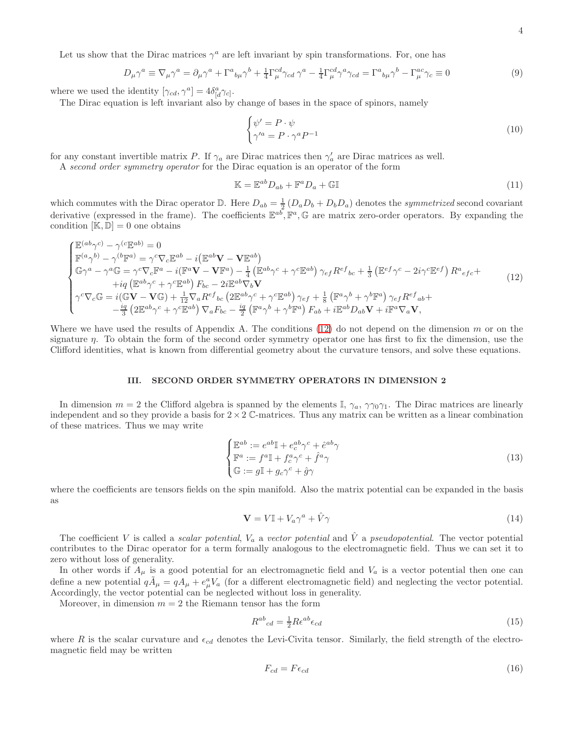Let us show that the Dirac matrices $\gamma^a$ are left invariant by spin transformations. For, one has

$$D_\mu \gamma^a \equiv \nabla_\mu \gamma^a = \partial_\mu \gamma^a + \Gamma^a{}_{b\mu}\gamma^b + \tfrac{1}{4}\Gamma^{cd}_\mu \gamma_{cd}\,\gamma^a - \tfrac{1}{4}\Gamma^{cd}_\mu \gamma^a \gamma_{cd} = \Gamma^a{}_{b\mu}\gamma^b - \Gamma^{ac}_\mu \gamma_c \equiv 0 \tag{9}$$

where we used the identity $[\gamma_{cd}, \gamma^a] = 4\delta^a_{[d}\gamma_{c]}$.

The Dirac equation is left invariant also by change of bases in the space of spinors, namely

$$\begin{cases} \psi' = P \cdot \psi \\ \gamma'^a = P \cdot \gamma^a P^{-1} \end{cases} \tag{10}$$

for any constant invertible matrix $P$. If $\gamma_a$ are Dirac matrices then $\gamma'_a$ are Dirac matrices as well.

A *second order symmetry operator* for the Dirac equation is an operator of the form

$$\mathbb{K} = \mathbb{E}^{ab} D_{ab} + \mathbb{F}^a D_a + \mathbb{G}\mathbb{I} \tag{11}$$

which commutes with the Dirac operator $\mathbb{D}$. Here $D_{ab} = \frac{1}{2}\left(D_a D_b + D_b D_a\right)$ denotes the *symmetrized* second covariant derivative (expressed in the frame). The coefficients $\mathbb{E}^{ab}, \mathbb{F}^a, \mathbb{G}$ are matrix zero-order operators. By expanding the condition $[\mathbb{K}, \mathbb{D}] = 0$ one obtains

$$\begin{cases} \mathbb{E}^{(ab}\gamma^{c)} - \gamma^{(c}\mathbb{E}^{ab)} = 0 \\ \mathbb{F}^{(a}\gamma^{b)} - \gamma^{(b}\mathbb{F}^{a)} = \gamma^c \nabla_c \mathbb{E}^{ab} - i\big(\mathbb{E}^{ab}\mathbf{V} - \mathbf{V}\mathbb{E}^{ab}\big) \\ \mathbb{G}\gamma^a - \gamma^a \mathbb{G} = \gamma^c \nabla_c \mathbb{F}^a - i(\mathbb{F}^a \mathbf{V} - \mathbf{V}\mathbb{F}^a) - \frac{1}{4}\left(\mathbb{E}^{ab}\gamma^c + \gamma^c \mathbb{E}^{ab}\right)\gamma_{ef} R^{ef}{}_{bc} + \frac{1}{3}\left(\mathbb{E}^{ef}\gamma^c - 2i\gamma^c \mathbb{E}^{ef}\right) R^a{}_{efc} + \\ \qquad + iq\left(\mathbb{E}^{ab}\gamma^c + \gamma^c \mathbb{E}^{ab}\right) F_{bc} - 2i\mathbb{E}^{ab}\nabla_b \mathbf{V} \\ \gamma^c \nabla_c \mathbb{G} = i(\mathbb{G}\mathbf{V} - \mathbf{V}\mathbb{G}) + \frac{1}{12}\nabla_a R^{ef}{}_{bc}\left(2\mathbb{E}^{ab}\gamma^c + \gamma^c \mathbb{E}^{ab}\right)\gamma_{ef} + \frac{1}{8}\left(\mathbb{F}^a \gamma^b + \gamma^b \mathbb{F}^a\right)\gamma_{ef} R^{ef}{}_{ab} + \\ \qquad - \frac{iq}{3}\left(2\mathbb{E}^{ab}\gamma^c + \gamma^c \mathbb{E}^{ab}\right)\nabla_a F_{bc} - \frac{iq}{2}\left(\mathbb{F}^a \gamma^b + \gamma^b \mathbb{F}^a\right) F_{ab} + i\mathbb{E}^{ab} D_{ab}\mathbf{V} + i\mathbb{F}^a \nabla_a \mathbf{V}, \end{cases} \tag{12}$$

Where we have used the results of Appendix A. The conditions (12) do not depend on the dimension $m$ or on the signature $\eta$. To obtain the form of the second order symmetry operator one has first to fix the dimension, use the Clifford identities, what is known from differential geometry about the curvature tensors, and solve these equations.

## III. SECOND ORDER SYMMETRY OPERATORS IN DIMENSION 2

In dimension $m = 2$ the Clifford algebra is spanned by the elements $\mathbb{I}$, $\gamma_a$, $\gamma\gamma_0\gamma_1$. The Dirac matrices are linearly independent and so they provide a basis for $2 \times 2$ $\mathbb{C}$-matrices. Thus any matrix can be written as a linear combination of these matrices. Thus we may write

$$\begin{cases} \mathbb{E}^{ab} := e^{ab}\mathbb{I} + e^{ab}_c \gamma^c + \hat{e}^{ab}\gamma \\ \mathbb{F}^a := f^a \mathbb{I} + f^a_c \gamma^c + \hat{f}^a \gamma \\ \mathbb{G} := g\mathbb{I} + g_c \gamma^c + \hat{g}\gamma \end{cases} \tag{13}$$

where the coefficients are tensors fields on the spin manifold. Also the matrix potential can be expanded in the basis as

$$\mathbf{V} = V\mathbb{I} + V_a \gamma^a + \hat{V}\gamma \tag{14}$$

The coefficient $V$ is called a *scalar potential*, $V_a$ a *vector potential* and $\hat{V}$ a *pseudopotential*. The vector potential contributes to the Dirac operator for a term formally analogous to the electromagnetic field. Thus we can set it to zero without loss of generality.

In other words if $A_\mu$ is a good potential for an electromagnetic field and $V_a$ is a vector potential then one can define a new potential $q\tilde{A}_\mu = qA_\mu + e^a_\mu V_a$ (for a different electromagnetic field) and neglecting the vector potential. Accordingly, the vector potential can be neglected without loss in generality.

Moreover, in dimension $m = 2$ the Riemann tensor has the form

$$R^{ab}{}_{cd} = \tfrac{1}{2}R\epsilon^{ab}\epsilon_{cd} \tag{15}$$

where $R$ is the scalar curvature and $\epsilon_{cd}$ denotes the Levi-Civita tensor. Similarly, the field strength of the electromagnetic field may be written

$$F_{cd} = F\epsilon_{cd} \tag{16}$$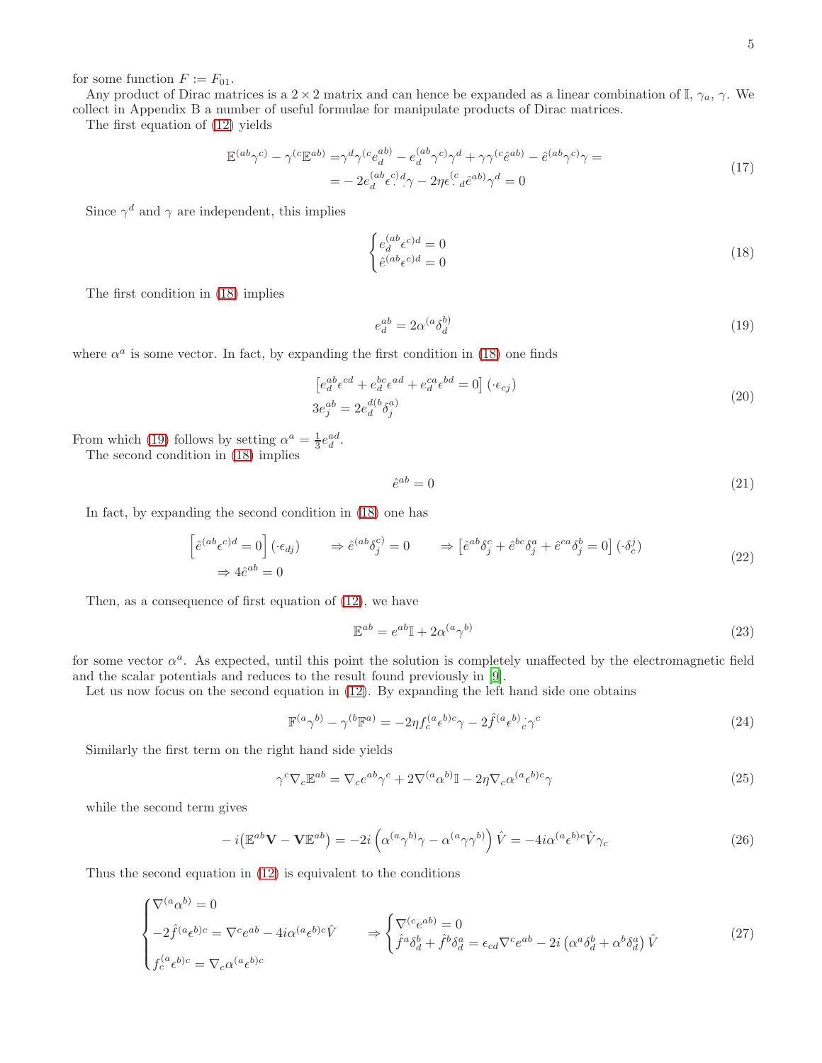for some function $F := F_{01}$.

Any product of Dirac matrices is a $2\times 2$ matrix and can hence be expanded as a linear combination of $\mathbb{I}$, $\gamma_a$, $\gamma$. We collect in Appendix B a number of useful formulae for manipulate products of Dirac matrices.

The first equation of (12) yields

$$
\begin{aligned}
\mathbb{E}^{(ab}\gamma^{c)} - \gamma^{(c}\mathbb{E}^{ab)} =& \gamma^d\gamma^{(c}e_d^{ab)} - e_d^{(ab}\gamma^{c)}\gamma^d + \gamma\gamma^{(c}\hat{e}^{ab)} - \hat{e}^{(ab}\gamma^{c)}\gamma = \\
=& -2e_d^{(ab}\epsilon^{c)d}_{\cdot\ \cdot}\gamma - 2\eta\epsilon^{(c}_{\cdot\ d}\hat{e}^{ab)}\gamma^d = 0
\end{aligned}
\tag{17}
$$

Since $\gamma^d$ and $\gamma$ are independent, this implies

$$
\begin{cases}
e_d^{(ab}\epsilon^{c)d} = 0 \\
\hat{e}^{(ab}\epsilon^{c)d} = 0
\end{cases}
\tag{18}
$$

The first condition in (18) implies

$$
e_d^{ab} = 2\alpha^{(a}\delta_d^{b)}
\tag{19}
$$

where $\alpha^a$ is some vector. In fact, by expanding the first condition in (18) one finds

$$
\begin{aligned}
&\left[e_d^{ab}\epsilon^{cd} + e_d^{bc}\epsilon^{ad} + e_d^{ca}\epsilon^{bd} = 0\right](\cdot\epsilon_{cj}) \\
&3e_j^{ab} = 2e_d^{d(b}\delta_j^{a)}
\end{aligned}
\tag{20}
$$

From which (19) follows by setting $\alpha^a = \frac{1}{3}e_d^{ad}$.

The second condition in (18) implies

$$
\hat{e}^{ab} = 0
\tag{21}
$$

In fact, by expanding the second condition in (18) one has

$$
\begin{aligned}
&\left[\hat{e}^{(ab}\epsilon^{c)d} = 0\right](\cdot\epsilon_{dj}) \qquad \Rightarrow \hat{e}^{(ab}\delta_j^{c)} = 0 \qquad \Rightarrow \left[\hat{e}^{ab}\delta_j^c + \hat{e}^{bc}\delta_j^a + \hat{e}^{ca}\delta_j^b = 0\right](\cdot\delta_c^j) \\
&\Rightarrow 4\hat{e}^{ab} = 0
\end{aligned}
\tag{22}
$$

Then, as a consequence of first equation of (12), we have

$$
\mathbb{E}^{ab} = e^{ab}\mathbb{I} + 2\alpha^{(a}\gamma^{b)}
\tag{23}
$$

for some vector $\alpha^a$. As expected, until this point the solution is completely unaffected by the electromagnetic field and the scalar potentials and reduces to the result found previously in [9].

Let us now focus on the second equation in (12). By expanding the left hand side one obtains

$$
\mathbb{F}^{(a}\gamma^{b)} - \gamma^{(b}\mathbb{F}^{a)} = -2\eta f_c^{(a}\epsilon^{b)c}\gamma - 2\hat{f}^{(a}\epsilon^{b)}{}_{c}\gamma^c
\tag{24}
$$

Similarly the first term on the right hand side yields

$$
\gamma^c\nabla_c\mathbb{E}^{ab} = \nabla_c e^{ab}\gamma^c + 2\nabla^{(a}\alpha^{b)}\mathbb{I} - 2\eta\nabla_c\alpha^{(a}\epsilon^{b)c}\gamma
\tag{25}
$$

while the second term gives

$$
-i\big(\mathbb{E}^{ab}\mathbf{V} - \mathbf{V}\mathbb{E}^{ab}\big) = -2i\left(\alpha^{(a}\gamma^{b)}\gamma - \alpha^{(a}\gamma\gamma^{b)}\right)\hat{V} = -4i\alpha^{(a}\epsilon^{b)c}\hat{V}\gamma_c
\tag{26}
$$

Thus the second equation in (12) is equivalent to the conditions

$$
\begin{cases}
\nabla^{(a}\alpha^{b)} = 0 \\
-2\hat{f}^{(a}\epsilon^{b)c} = \nabla^c e^{ab} - 4i\alpha^{(a}\epsilon^{b)c}\hat{V} \\
f_c^{(a}\epsilon^{b)c} = \nabla_c\alpha^{(a}\epsilon^{b)c}
\end{cases}
\qquad \Rightarrow
\begin{cases}
\nabla^{(c}e^{ab)} = 0 \\
\hat{f}^a\delta_d^b + \hat{f}^b\delta_d^a = \epsilon_{cd}\nabla^c e^{ab} - 2i\left(\alpha^a\delta_d^b + \alpha^b\delta_d^a\right)\hat{V}
\end{cases}
\tag{27}
$$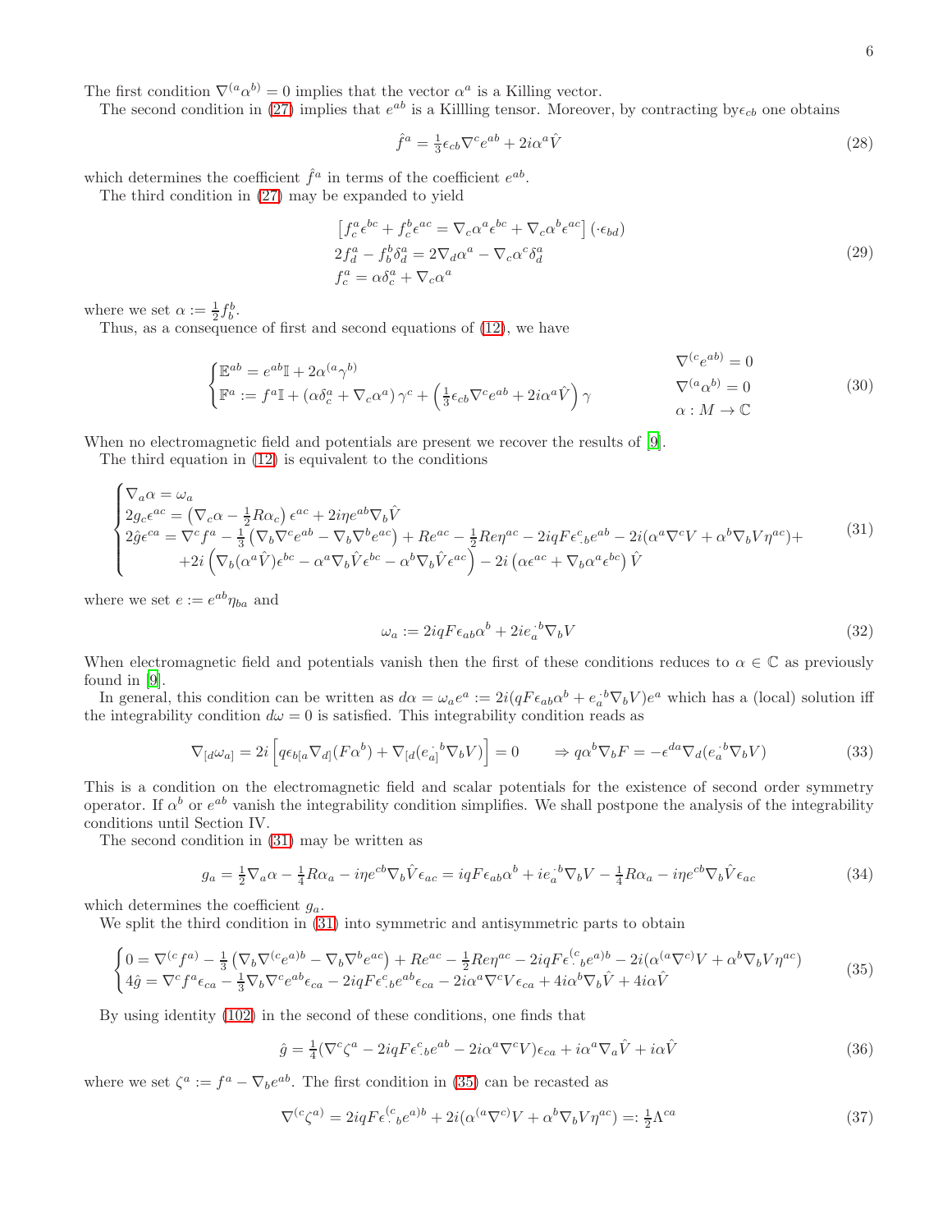The first condition $\nabla^{(a}\alpha^{b)} = 0$ implies that the vector $\alpha^a$ is a Killing vector.

The second condition in (27) implies that $e^{ab}$ is a Killling tensor. Moreover, by contracting by$\epsilon_{cb}$ one obtains

$$\hat{f}^a = \tfrac{1}{3}\epsilon_{cb}\nabla^c e^{ab} + 2i\alpha^a \hat{V} \tag{28}$$

which determines the coefficient $\hat{f}^a$ in terms of the coefficient $e^{ab}$.

The third condition in (27) may be expanded to yield

$$\begin{aligned}
&\left[f^a_c\epsilon^{bc} + f^b_c\epsilon^{ac} = \nabla_c\alpha^a\epsilon^{bc} + \nabla_c\alpha^b\epsilon^{ac}\right](\cdot\epsilon_{bd})\\
&2f^a_d - f^b_b\delta^a_d = 2\nabla_d\alpha^a - \nabla_c\alpha^c\delta^a_d\\
&f^a_c = \alpha\delta^a_c + \nabla_c\alpha^a
\end{aligned} \tag{29}$$

where we set $\alpha := \frac{1}{2}f^b_b$.

Thus, as a consequence of first and second equations of (12), we have

$$\begin{cases}
\mathbb{E}^{ab} = e^{ab}\mathbb{I} + 2\alpha^{(a}\gamma^{b)} & \nabla^{(c}e^{ab)} = 0\\
\mathbb{F}^a := f^a\mathbb{I} + \left(\alpha\delta^a_c + \nabla_c\alpha^a\right)\gamma^c + \left(\frac{1}{3}\epsilon_{cb}\nabla^c e^{ab} + 2i\alpha^a\hat{V}\right)\gamma & \nabla^{(a}\alpha^{b)} = 0\\
& \alpha : M \to \mathbb{C}
\end{cases} \tag{30}$$

When no electromagnetic field and potentials are present we recover the results of [9].

The third equation in (12) is equivalent to the conditions

$$\begin{cases}
\nabla_a\alpha = \omega_a\\
2g_c\epsilon^{ac} = \left(\nabla_c\alpha - \frac{1}{2}R\alpha_c\right)\epsilon^{ac} + 2i\eta e^{ab}\nabla_b\hat{V}\\
2\hat{g}\epsilon^{ca} = \nabla^c f^a - \frac{1}{3}\left(\nabla_b\nabla^c e^{ab} - \nabla_b\nabla^b e^{ac}\right) + Re^{ac} - \frac{1}{2}Re\eta^{ac} - 2iqF\epsilon^c_{\cdot b}e^{ab} - 2i(\alpha^a\nabla^c V + \alpha^b\nabla_b V\eta^{ac}) +\\
\qquad +2i\left(\nabla_b(\alpha^a\hat{V})\epsilon^{bc} - \alpha^a\nabla_b\hat{V}\epsilon^{bc} - \alpha^b\nabla_b\hat{V}\epsilon^{ac}\right) - 2i\left(\alpha\epsilon^{ac} + \nabla_b\alpha^a\epsilon^{bc}\right)\hat{V}
\end{cases} \tag{31}$$

where we set $e := e^{ab}\eta_{ba}$ and

$$\omega_a := 2iqF\epsilon_{ab}\alpha^b + 2ie_a^{\cdot b}\nabla_b V \tag{32}$$

When electromagnetic field and potentials vanish then the first of these conditions reduces to $\alpha \in \mathbb{C}$ as previously found in [9].

In general, this condition can be written as $d\alpha = \omega_a e^a := 2i(qF\epsilon_{ab}\alpha^b + e_a^{\cdot b}\nabla_b V)e^a$ which has a (local) solution iff the integrability condition $d\omega = 0$ is satisfied. This integrability condition reads as

$$\nabla_{[d}\omega_{a]} = 2i\left[q\epsilon_{b[a}\nabla_{d]}(F\alpha^b) + \nabla_{[d}(e_{a]}^{\cdot b}\nabla_b V)\right] = 0 \qquad \Rightarrow q\alpha^b\nabla_b F = -\epsilon^{da}\nabla_d(e_a^{\cdot b}\nabla_b V) \tag{33}$$

This is a condition on the electromagnetic field and scalar potentials for the existence of second order symmetry operator. If $\alpha^b$ or $e^{ab}$ vanish the integrability condition simplifies. We shall postpone the analysis of the integrability conditions until Section IV.

The second condition in (31) may be written as

$$g_a = \tfrac{1}{2}\nabla_a\alpha - \tfrac{1}{4}R\alpha_a - i\eta e^{cb}\nabla_b\hat{V}\epsilon_{ac} = iqF\epsilon_{ab}\alpha^b + ie_a^{\cdot b}\nabla_b V - \tfrac{1}{4}R\alpha_a - i\eta e^{cb}\nabla_b\hat{V}\epsilon_{ac} \tag{34}$$

which determines the coefficient $g_a$.

We split the third condition in (31) into symmetric and antisymmetric parts to obtain

$$\begin{cases}
0 = \nabla^{(c}f^{a)} - \frac{1}{3}\left(\nabla_b\nabla^{(c}e^{a)b} - \nabla_b\nabla^b e^{ac}\right) + Re^{ac} - \frac{1}{2}Re\eta^{ac} - 2iqF\epsilon^{(c}_{\cdot b}e^{a)b} - 2i(\alpha^{(a}\nabla^{c)}V + \alpha^b\nabla_b V\eta^{ac})\\
4\hat{g} = \nabla^c f^a\epsilon_{ca} - \frac{1}{3}\nabla_b\nabla^c e^{ab}\epsilon_{ca} - 2iqF\epsilon^c_{\cdot b}e^{ab}\epsilon_{ca} - 2i\alpha^a\nabla^c V\epsilon_{ca} + 4i\alpha^b\nabla_b\hat{V} + 4i\alpha\hat{V}
\end{cases} \tag{35}$$

By using identity (102) in the second of these conditions, one finds that

$$\hat{g} = \tfrac{1}{4}(\nabla^c\zeta^a - 2iqF\epsilon^c_{\cdot b}e^{ab} - 2i\alpha^a\nabla^c V)\epsilon_{ca} + i\alpha^a\nabla_a\hat{V} + i\alpha\hat{V} \tag{36}$$

where we set $\zeta^a := f^a - \nabla_b e^{ab}$. The first condition in (35) can be recasted as

$$\nabla^{(c}\zeta^{a)} = 2iqF\epsilon^{(c}_{\cdot b}e^{a)b} + 2i(\alpha^{(a}\nabla^{c)}V + \alpha^b\nabla_b V\eta^{ac}) =: \tfrac{1}{2}\Lambda^{ca} \tag{37}$$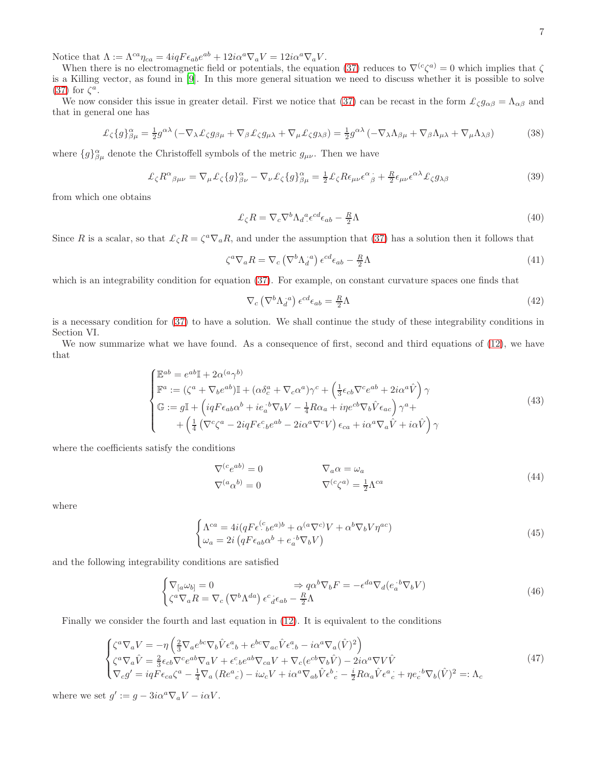Notice that $\Lambda := \Lambda^{ca}\eta_{ca} = 4iqF\epsilon_{ab}e^{ab} + 12i\alpha^a\nabla_a V = 12i\alpha^a\nabla_a V$.

When there is no electromagnetic field or potentials, the equation (37) reduces to $\nabla^{(c}\zeta^{a)} = 0$ which implies that $\zeta$ is a Killing vector, as found in [9]. In this more general situation we need to discuss whether it is possible to solve (37) for $\zeta^a$.

We now consider this issue in greater detail. First we notice that (37) can be recast in the form $\pounds_\zeta g_{\alpha\beta} = \Lambda_{\alpha\beta}$ and that in general one has

$$\pounds_\zeta \{g\}^\alpha_{\beta\mu} = \tfrac{1}{2} g^{\alpha\lambda}\left(-\nabla_\lambda \pounds_\zeta g_{\beta\mu} + \nabla_\beta \pounds_\zeta g_{\mu\lambda} + \nabla_\mu \pounds_\zeta g_{\lambda\beta}\right) = \tfrac{1}{2} g^{\alpha\lambda}\left(-\nabla_\lambda \Lambda_{\beta\mu} + \nabla_\beta \Lambda_{\mu\lambda} + \nabla_\mu \Lambda_{\lambda\beta}\right) \tag{38}$$

where $\{g\}^\alpha_{\beta\mu}$ denote the Christoffell symbols of the metric $g_{\mu\nu}$. Then we have

$$\pounds_\zeta R^\alpha{}_{\beta\mu\nu} = \nabla_\mu \pounds_\zeta \{g\}^\alpha_{\beta\nu} - \nabla_\nu \pounds_\zeta \{g\}^\alpha_{\beta\mu} = \tfrac{1}{2}\pounds_\zeta R \epsilon_{\mu\nu}\epsilon^\alpha{}_{\cdot\beta} + \tfrac{R}{2}\epsilon_{\mu\nu}\epsilon^{\alpha\lambda}\pounds_\zeta g_{\lambda\beta} \tag{39}$$

from which one obtains

$$\pounds_\zeta R = \nabla_c \nabla^b \Lambda_d{}^a{}_{\cdot}\epsilon^{cd}\epsilon_{ab} - \tfrac{R}{2}\Lambda \tag{40}$$

Since $R$ is a scalar, so that $\pounds_\zeta R = \zeta^a \nabla_a R$, and under the assumption that (37) has a solution then it follows that

$$\zeta^a \nabla_a R = \nabla_c \left(\nabla^b \Lambda_d{}^{\cdot a}\right)\epsilon^{cd}\epsilon_{ab} - \tfrac{R}{2}\Lambda \tag{41}$$

which is an integrability condition for equation (37). For example, on constant curvature spaces one finds that

$$\nabla_c \left(\nabla^b \Lambda_d{}^{\cdot a}\right)\epsilon^{cd}\epsilon_{ab} = \tfrac{R}{2}\Lambda \tag{42}$$

is a necessary condition for (37) to have a solution. We shall continue the study of these integrability conditions in Section VI.

We now summarize what we have found. As a consequence of first, second and third equations of (12), we have that

$$\begin{cases} \mathbb{E}^{ab} = e^{ab}\mathbb{I} + 2\alpha^{(a}\gamma^{b)} \\ \mathbb{F}^a := (\zeta^a + \nabla_b e^{ab})\mathbb{I} + (\alpha\delta^a_c + \nabla_c\alpha^a)\gamma^c + \left(\frac{1}{3}\epsilon_{cb}\nabla^c e^{ab} + 2i\alpha^a \hat{V}\right)\gamma \\ \mathbb{G} := g\mathbb{I} + \left(iqF\epsilon_{ab}\alpha^b + ie_a{}^{\cdot b}\nabla_b V - \frac{1}{4}R\alpha_a + i\eta e^{cb}\nabla_b\hat{V}\epsilon_{ac}\right)\gamma^a + \\ \qquad + \left(\frac{1}{4}\left(\nabla^c\zeta^a - 2iqF\epsilon^c{}_{\cdot b}e^{ab} - 2i\alpha^a\nabla^c V\right)\epsilon_{ca} + i\alpha^a\nabla_a\hat{V} + i\alpha\hat{V}\right)\gamma \end{cases} \tag{43}$$

where the coefficients satisfy the conditions

$$\begin{aligned} &\nabla^{(c}e^{ab)} = 0 \qquad\qquad &&\nabla_a\alpha = \omega_a \\ &\nabla^{(a}\alpha^{b)} = 0 &&\nabla^{(c}\zeta^{a)} = \tfrac{1}{2}\Lambda^{ca} \end{aligned} \tag{44}$$

where

$$\begin{cases} \Lambda^{ca} = 4i(qF\epsilon^{(c}{}_{\cdot b}e^{a)b} + \alpha^{(a}\nabla^{c)}V + \alpha^b\nabla_b V\eta^{ac}) \\ \omega_a = 2i\left(qF\epsilon_{ab}\alpha^b + e_a{}^{\cdot b}\nabla_b V\right) \end{cases} \tag{45}$$

and the following integrability conditions are satisfied

$$\begin{cases} \nabla_{[a}\omega_{b]} = 0 \qquad\qquad \Rightarrow q\alpha^b\nabla_b F = -\epsilon^{da}\nabla_d(e_a{}^{\cdot b}\nabla_b V) \\ \zeta^a\nabla_a R = \nabla_c\left(\nabla^b\Lambda^{da}\right)\epsilon^c{}_{\cdot d}\epsilon_{ab} - \frac{R}{2}\Lambda \end{cases} \tag{46}$$

Finally we consider the fourth and last equation in (12). It is equivalent to the conditions

$$\begin{cases} \zeta^a\nabla_a V = -\eta\left(\frac{2}{3}\nabla_a e^{bc}\nabla_b\hat{V}\epsilon^a_{\cdot b} + e^{bc}\nabla_{ac}\hat{V}\epsilon^a_{\cdot b} - i\alpha^a\nabla_a(\hat{V})^2\right) \\ \zeta^a\nabla_a\hat{V} = \frac{2}{3}\epsilon_{cb}\nabla^c e^{ab}\nabla_a V + \epsilon^c_{\cdot b}e^{ab}\nabla_{ca}V + \nabla_c(e^{cb}\nabla_b\hat{V}) - 2i\alpha^a\nabla V\hat{V} \\ \nabla_c g' = iqF\epsilon_{ca}\zeta^a - \frac{1}{4}\nabla_a\left(Re^a{}_{c}\right) - i\omega_c V + i\alpha^a\nabla_{ab}\hat{V}\epsilon^b{}_{c} - \frac{i}{2}R\alpha_a\hat{V}\epsilon^a{}_{c} + \eta e_c{}^{\cdot b}\nabla_b(\hat{V})^2 =: \Lambda_c \end{cases} \tag{47}$$

where we set $g' := g - 3i\alpha^a\nabla_a V - i\alpha V$.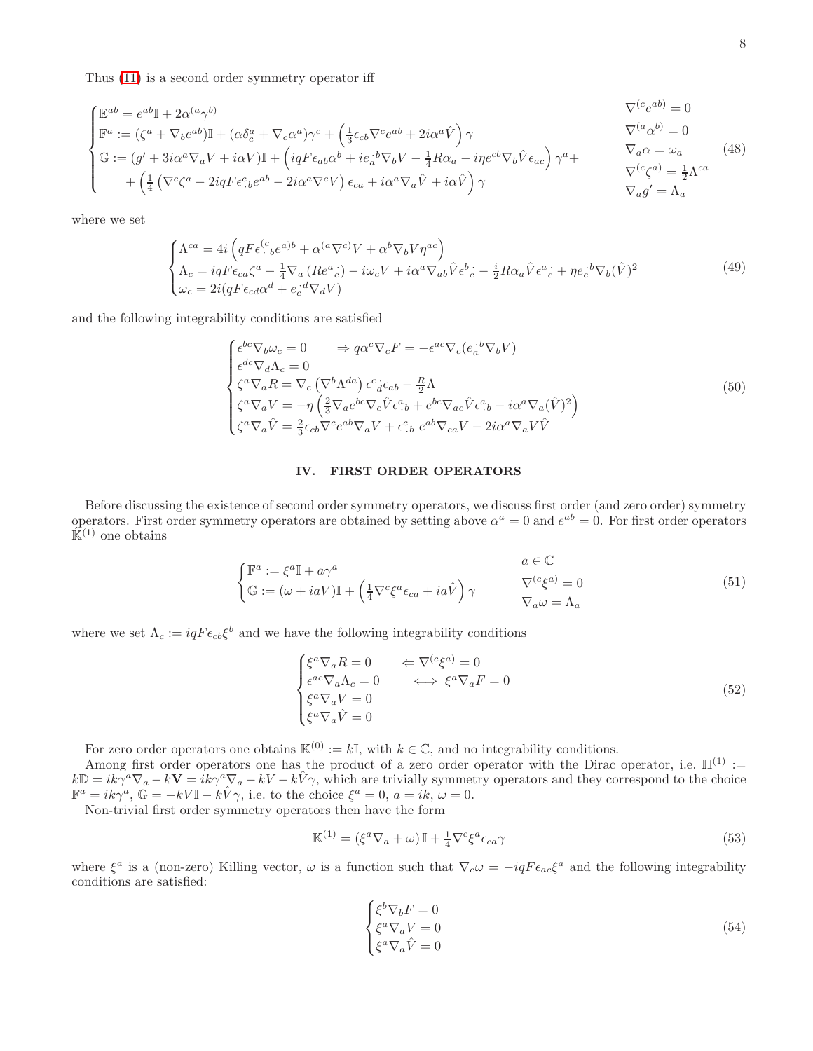Thus (11) is a second order symmetry operator iff

$$
\begin{cases}
\mathbb{E}^{ab} = e^{ab}\mathbb{I} + 2\alpha^{(a}\gamma^{b)} & \nabla^{(c}e^{ab)} = 0\\
\mathbb{F}^a := (\zeta^a + \nabla_b e^{ab})\mathbb{I} + (\alpha\delta^a_c + \nabla_c\alpha^a)\gamma^c + \left(\frac{1}{3}\epsilon_{cb}\nabla^c e^{ab} + 2i\alpha^a\hat{V}\right)\gamma & \nabla^{(a}\alpha^{b)} = 0\\
\mathbb{G} := (g' + 3i\alpha^a\nabla_a V + i\alpha V)\mathbb{I} + \left(iqF\epsilon_{ab}\alpha^b + ie_a{}^b\nabla_b V - \frac{1}{4}R\alpha_a - i\eta e^{cb}\nabla_b\hat{V}\epsilon_{ac}\right)\gamma^a + & \nabla_a\alpha = \omega_a\\
\quad + \left(\frac{1}{4}\left(\nabla^c\zeta^a - 2iqF\epsilon^c{}_{\cdot b}e^{ab} - 2i\alpha^a\nabla^c V\right)\epsilon_{ca} + i\alpha^a\nabla_a\hat{V} + i\alpha\hat{V}\right)\gamma & \nabla^{(c}\zeta^{a)} = \frac{1}{2}\Lambda^{ca}\\
 & \nabla_a g' = \Lambda_a
\end{cases}
\tag{48}
$$

where we set

$$
\begin{cases}
\Lambda^{ca} = 4i\left(qF\epsilon^{(c}_{\cdot\,b}e^{a)b} + \alpha^{(a}\nabla^{c)}V + \alpha^b\nabla_b V\eta^{ac}\right)\\
\Lambda_c = iqF\epsilon_{ca}\zeta^a - \frac{1}{4}\nabla_a\left(Re^a{}_{c}\right) - i\omega_c V + i\alpha^a\nabla_{ab}\hat{V}\epsilon^b{}_{c} - \frac{i}{2}R\alpha_a\hat{V}\epsilon^a{}_{c} + \eta e_c{}^b\nabla_b(\hat{V})^2\\
\omega_c = 2i(qF\epsilon_{cd}\alpha^d + e_c{}^d\nabla_d V)
\end{cases}
\tag{49}
$$

and the following integrability conditions are satisfied

$$
\begin{cases}
\epsilon^{bc}\nabla_b\omega_c = 0 \qquad \Rightarrow q\alpha^c\nabla_c F = -\epsilon^{ac}\nabla_c(e_a{}^b\nabla_b V)\\
\epsilon^{dc}\nabla_d\Lambda_c = 0\\
\zeta^a\nabla_a R = \nabla_c\left(\nabla^b\Lambda^{da}\right)\epsilon^c{}_d\epsilon_{ab} - \frac{R}{2}\Lambda\\
\zeta^a\nabla_a V = -\eta\left(\frac{2}{3}\nabla_a e^{bc}\nabla_c\hat{V}\epsilon^a{}_{\cdot b} + e^{bc}\nabla_{ac}\hat{V}\epsilon^a{}_{\cdot b} - i\alpha^a\nabla_a(\hat{V})^2\right)\\
\zeta^a\nabla_a\hat{V} = \frac{2}{3}\epsilon_{cb}\nabla^c e^{ab}\nabla_a V + \epsilon^c{}_{\cdot b}\, e^{ab}\nabla_{ca}V - 2i\alpha^a\nabla_a V\hat{V}
\end{cases}
\tag{50}
$$

## IV. FIRST ORDER OPERATORS

Before discussing the existence of second order symmetry operators, we discuss first order (and zero order) symmetry operators. First order symmetry operators are obtained by setting above $\alpha^a = 0$ and $e^{ab} = 0$. For first order operators $\mathbb{K}^{(1)}$ one obtains

$$
\begin{cases}
\mathbb{F}^a := \xi^a\mathbb{I} + a\gamma^a & a \in \mathbb{C}\\
\mathbb{G} := (\omega + iaV)\mathbb{I} + \left(\frac{1}{4}\nabla^c\xi^a\epsilon_{ca} + ia\hat{V}\right)\gamma & \nabla^{(c}\xi^{a)} = 0\\
 & \nabla_a\omega = \Lambda_a
\end{cases}
\tag{51}
$$

where we set $\Lambda_c := iqF\epsilon_{cb}\xi^b$ and we have the following integrability conditions

$$
\begin{cases}
\xi^a\nabla_a R = 0 \qquad \Leftarrow \nabla^{(c}\xi^{a)} = 0\\
\epsilon^{ac}\nabla_a\Lambda_c = 0 \qquad \iff \xi^a\nabla_a F = 0\\
\xi^a\nabla_a V = 0\\
\xi^a\nabla_a\hat{V} = 0
\end{cases}
\tag{52}
$$

For zero order operators one obtains $\mathbb{K}^{(0)} := k\mathbb{I}$, with $k \in \mathbb{C}$, and no integrability conditions.

Among first order operators one has the product of a zero order operator with the Dirac operator, i.e. $\mathbb{H}^{(1)} := k\mathbb{D} = ik\gamma^a\nabla_a - k\mathbf{V} = ik\gamma^a\nabla_a - kV - k\hat{V}\gamma$, which are trivially symmetry operators and they correspond to the choice $\mathbb{F}^a = ik\gamma^a$, $\mathbb{G} = -kV\mathbb{I} - k\hat{V}\gamma$, i.e. to the choice $\xi^a = 0$, $a = ik$, $\omega = 0$.

Non-trivial first order symmetry operators then have the form

$$
\mathbb{K}^{(1)} = (\xi^a\nabla_a + \omega)\,\mathbb{I} + \frac{1}{4}\nabla^c\xi^a\epsilon_{ca}\gamma
\tag{53}
$$

where $\xi^a$ is a (non-zero) Killing vector, $\omega$ is a function such that $\nabla_c\omega = -iqF\epsilon_{ac}\xi^a$ and the following integrability conditions are satisfied:

$$
\begin{cases}
\xi^b\nabla_b F = 0\\
\xi^a\nabla_a V = 0\\
\xi^a\nabla_a\hat{V} = 0
\end{cases}
\tag{54}
$$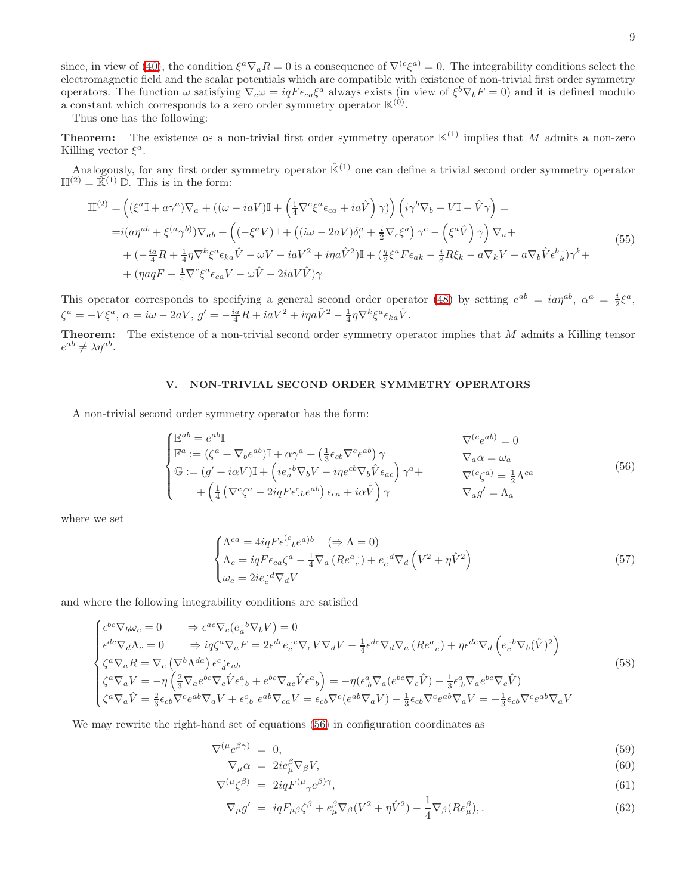since, in view of (40), the condition $\xi^a\nabla_a R = 0$ is a consequence of $\nabla^{(c}\xi^{a)} = 0$. The integrability conditions select the electromagnetic field and the scalar potentials which are compatible with existence of non-trivial first order symmetry operators. The function $\omega$ satisfying $\nabla_c\omega = iqF\epsilon_{ca}\xi^a$ always exists (in view of $\xi^b\nabla_b F = 0$) and it is defined modulo a constant which corresponds to a zero order symmetry operator $\mathbb{K}^{(0)}$.

Thus one has the following:

**Theorem:** The existence os a non-trivial first order symmetry operator $\mathbb{K}^{(1)}$ implies that $M$ admits a non-zero Killing vector $\xi^a$.

Analogously, for any first order symmetry operator $\hat{\mathbb{K}}^{(1)}$ one can define a trivial second order symmetry operator $\mathbb{H}^{(2)} = \hat{\mathbb{K}}^{(1)}\,\mathbb{D}$. This is in the form:

$$
\begin{aligned}
\mathbb{H}^{(2)} &= \left((\xi^a\mathbb{I} + a\gamma^a)\nabla_a + ((\omega - iaV)\mathbb{I} + \left(\tfrac{1}{4}\nabla^c\xi^a\epsilon_{ca} + ia\hat{V}\right)\gamma)\right)\left(i\gamma^b\nabla_b - V\mathbb{I} - \hat{V}\gamma\right) = \\
&= i(a\eta^{ab} + \xi^{(a}\gamma^{b)})\nabla_{ab} + \left(\left(-\xi^a V\right)\mathbb{I} + \left((i\omega - 2aV)\delta^a_c + \tfrac{i}{2}\nabla_c\xi^a\right)\gamma^c - \left(\xi^a\hat{V}\right)\gamma\right)\nabla_a + \\
&+ (-\tfrac{ia}{4}R + \tfrac{1}{4}\eta\nabla^k\xi^a\epsilon_{ka}\hat{V} - \omega V - iaV^2 + i\eta a\hat{V}^2)\mathbb{I} + (\tfrac{q}{2}\xi^a F\epsilon_{ak} - \tfrac{i}{8}R\xi_k - a\nabla_k V - a\nabla_b\hat{V}\epsilon^b{}_{k})\gamma^k + \\
&+ (\eta aqF - \tfrac{1}{4}\nabla^c\xi^a\epsilon_{ca}V - \omega\hat{V} - 2iaV\hat{V})\gamma
\end{aligned}
\tag{55}
$$

This operator corresponds to specifying a general second order operator (48) by setting $e^{ab} = ia\eta^{ab}$, $\alpha^a = \frac{i}{2}\xi^a$, $\zeta^a = -V\xi^a$, $\alpha = i\omega - 2aV$, $g' = -\frac{ia}{4}R + iaV^2 + i\eta a\hat{V}^2 - \frac{1}{4}\eta\nabla^k\xi^a\epsilon_{ka}\hat{V}$.

**Theorem:** The existence of a non-trivial second order symmetry operator implies that $M$ admits a Killing tensor $e^{ab} \neq \lambda\eta^{ab}$.

## V. NON-TRIVIAL SECOND ORDER SYMMETRY OPERATORS

A non-trivial second order symmetry operator has the form:

$$
\begin{cases}
\mathbb{E}^{ab} = e^{ab}\mathbb{I} & \nabla^{(c}e^{ab)} = 0 \\
\mathbb{F}^a := (\zeta^a + \nabla_b e^{ab})\mathbb{I} + \alpha\gamma^a + \left(\tfrac{1}{3}\epsilon_{cb}\nabla^c e^{ab}\right)\gamma & \nabla_a\alpha = \omega_a \\
\mathbb{G} := (g' + i\alpha V)\mathbb{I} + \left(ie_a{}^{\cdot b}\nabla_b V - i\eta e^{cb}\nabla_b\hat{V}\epsilon_{ac}\right)\gamma^a + & \nabla^{(c}\zeta^{a)} = \tfrac{1}{2}\Lambda^{ca} \\
\quad + \left(\tfrac{1}{4}\left(\nabla^c\zeta^a - 2iqF\epsilon^c{}_{\cdot b}e^{ab}\right)\epsilon_{ca} + i\alpha\hat{V}\right)\gamma & \nabla_a g' = \Lambda_a
\end{cases}
\tag{56}
$$

where we set

$$
\begin{cases}
\Lambda^{ca} = 4iqF\epsilon^{(c}{}_{\cdot b}e^{a)b} \quad (\Rightarrow \Lambda = 0) \\
\Lambda_c = iqF\epsilon_{ca}\zeta^a - \tfrac{1}{4}\nabla_a\left(Re^a{}_{c}\right) + e_c{}^{\cdot d}\nabla_d\left(V^2 + \eta\hat{V}^2\right) \\
\omega_c = 2ie_c{}^{\cdot d}\nabla_d V
\end{cases}
\tag{57}
$$

and where the following integrability conditions are satisfied

$$
\begin{cases}
\epsilon^{bc}\nabla_b\omega_c = 0 \qquad \Rightarrow \epsilon^{ac}\nabla_c(e_a{}^{\cdot b}\nabla_b V) = 0 \\
\epsilon^{dc}\nabla_d\Lambda_c = 0 \qquad \Rightarrow iq\zeta^a\nabla_a F = 2\epsilon^{dc}e_c{}^{\cdot e}\nabla_e V\nabla_d V - \tfrac{1}{4}\epsilon^{dc}\nabla_d\nabla_a\left(Re^a{}_{c}\right) + \eta\epsilon^{dc}\nabla_d\left(e_c{}^{\cdot b}\nabla_b(\hat{V})^2\right) \\
\zeta^a\nabla_a R = \nabla_c\left(\nabla^b\Lambda^{da}\right)\epsilon^c{}_{d}\epsilon_{ab} \\
\zeta^a\nabla_a V = -\eta\left(\tfrac{2}{3}\nabla_a e^{bc}\nabla_c\hat{V}\epsilon^a{}_{\cdot b} + e^{bc}\nabla_{ac}\hat{V}\epsilon^a{}_{\cdot b}\right) = -\eta(\epsilon^a_{\cdot b}\nabla_a(e^{bc}\nabla_c\hat{V}) - \tfrac{1}{3}\epsilon^a_{\cdot b}\nabla_a e^{bc}\nabla_c\hat{V}) \\
\zeta^a\nabla_a\hat{V} = \tfrac{2}{3}\epsilon_{cb}\nabla^c e^{ab}\nabla_a V + \epsilon^c{}_{\cdot b}\; e^{ab}\nabla_{ca}V = \epsilon_{cb}\nabla^c(e^{ab}\nabla_a V) - \tfrac{1}{3}\epsilon_{cb}\nabla^c e^{ab}\nabla_a V = -\tfrac{1}{3}\epsilon_{cb}\nabla^c e^{ab}\nabla_a V
\end{cases}
\tag{58}
$$

We may rewrite the right-hand set of equations (56) in configuration coordinates as

$$\nabla^{(\mu}e^{\beta\gamma)} = 0, \tag{59}$$

$$\nabla_\mu\alpha = 2ie^\beta_\mu\nabla_\beta V, \tag{60}$$

$$\nabla^{(\mu}\zeta^{\beta)} = 2iqF^{(\mu}{}_{\gamma}e^{\beta)\gamma}, \tag{61}$$

$$\nabla_\mu g' = iqF_{\mu\beta}\zeta^\beta + e^\beta_\mu\nabla_\beta(V^2 + \eta\hat{V}^2) - \frac{1}{4}\nabla_\beta(Re^\beta_\mu),. \tag{62}$$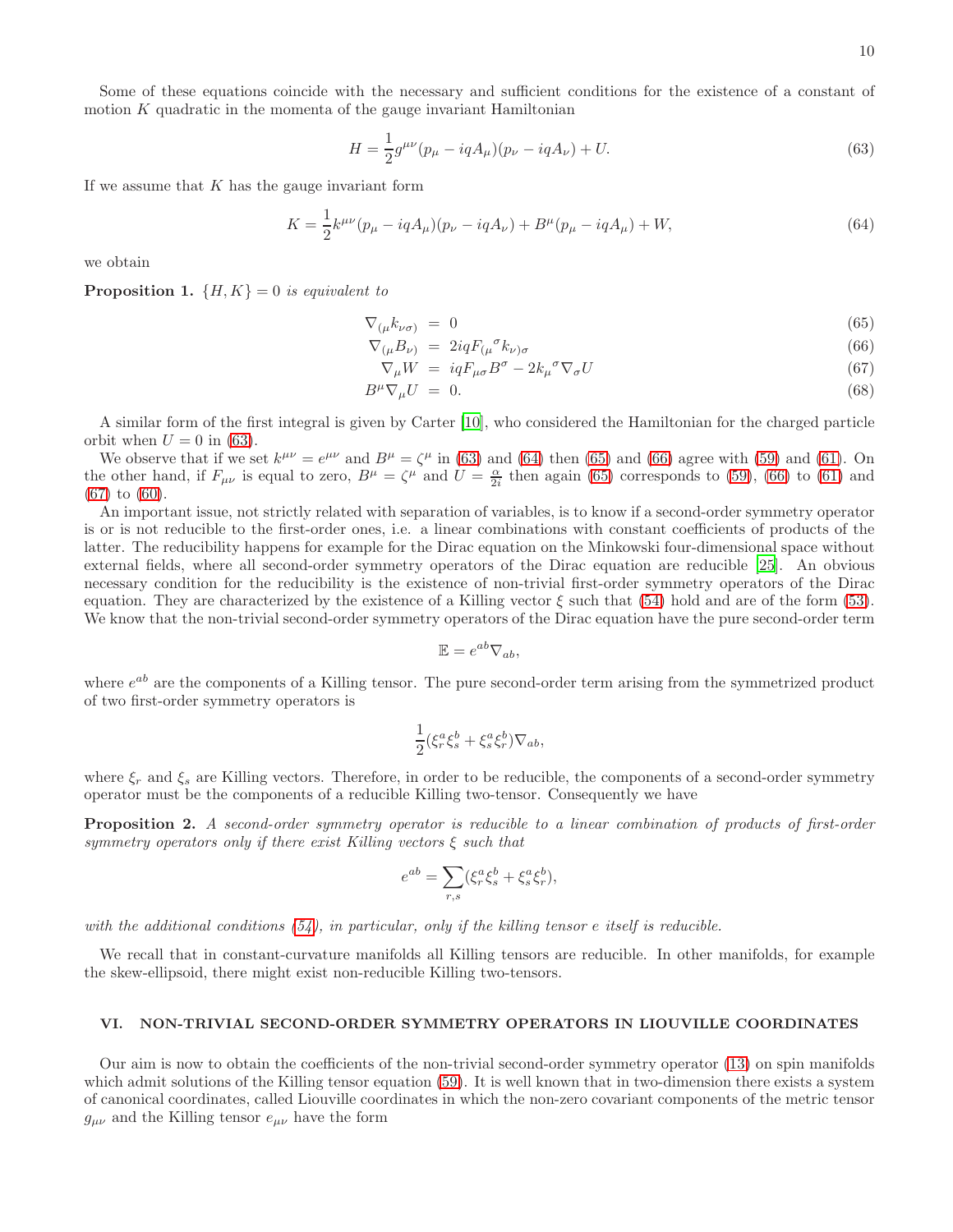Some of these equations coincide with the necessary and sufficient conditions for the existence of a constant of motion $K$ quadratic in the momenta of the gauge invariant Hamiltonian

$$H = \frac{1}{2} g^{\mu\nu}(p_\mu - iqA_\mu)(p_\nu - iqA_\nu) + U. \tag{63}$$

If we assume that $K$ has the gauge invariant form

$$K = \frac{1}{2} k^{\mu\nu}(p_\mu - iqA_\mu)(p_\nu - iqA_\nu) + B^\mu(p_\mu - iqA_\mu) + W, \tag{64}$$

we obtain

**Proposition 1.** *$\{H, K\} = 0$ is equivalent to*

$$\nabla_{(\mu} k_{\nu\sigma)} = 0 \tag{65}$$

$$\nabla_{(\mu} B_{\nu)} = 2iqF_{(\mu}{}^{\sigma} k_{\nu)\sigma} \tag{66}$$

$$\nabla_\mu W = iqF_{\mu\sigma} B^\sigma - 2k_\mu{}^\sigma \nabla_\sigma U \tag{67}$$

$$B^\mu \nabla_\mu U = 0. \tag{68}$$

A similar form of the first integral is given by Carter [10], who considered the Hamiltonian for the charged particle orbit when $U = 0$ in (63).

We observe that if we set $k^{\mu\nu} = e^{\mu\nu}$ and $B^\mu = \zeta^\mu$ in (63) and (64) then (65) and (66) agree with (59) and (61). On the other hand, if $F_{\mu\nu}$ is equal to zero, $B^\mu = \zeta^\mu$ and $U = \frac{\alpha}{2i}$ then again (65) corresponds to (59), (66) to (61) and (67) to (60).

An important issue, not strictly related with separation of variables, is to know if a second-order symmetry operator is or is not reducible to the first-order ones, i.e. a linear combinations with constant coefficients of products of the latter. The reducibility happens for example for the Dirac equation on the Minkowski four-dimensional space without external fields, where all second-order symmetry operators of the Dirac equation are reducible [25]. An obvious necessary condition for the reducibility is the existence of non-trivial first-order symmetry operators of the Dirac equation. They are characterized by the existence of a Killing vector $\xi$ such that (54) hold and are of the form (53). We know that the non-trivial second-order symmetry operators of the Dirac equation have the pure second-order term

$$\mathbb{E} = e^{ab} \nabla_{ab},$$

where $e^{ab}$ are the components of a Killing tensor. The pure second-order term arising from the symmetrized product of two first-order symmetry operators is

$$\frac{1}{2}(\xi_r^a \xi_s^b + \xi_s^a \xi_r^b) \nabla_{ab},$$

where $\xi_r$ and $\xi_s$ are Killing vectors. Therefore, in order to be reducible, the components of a second-order symmetry operator must be the components of a reducible Killing two-tensor. Consequently we have

**Proposition 2.** *A second-order symmetry operator is reducible to a linear combination of products of first-order symmetry operators only if there exist Killing vectors $\xi$ such that*

$$e^{ab} = \sum_{r,s} (\xi_r^a \xi_s^b + \xi_s^a \xi_r^b),$$

*with the additional conditions (54), in particular, only if the killing tensor e itself is reducible.*

We recall that in constant-curvature manifolds all Killing tensors are reducible. In other manifolds, for example the skew-ellipsoid, there might exist non-reducible Killing two-tensors.

## VI. NON-TRIVIAL SECOND-ORDER SYMMETRY OPERATORS IN LIOUVILLE COORDINATES

Our aim is now to obtain the coefficients of the non-trivial second-order symmetry operator (13) on spin manifolds which admit solutions of the Killing tensor equation (59). It is well known that in two-dimension there exists a system of canonical coordinates, called Liouville coordinates in which the non-zero covariant components of the metric tensor $g_{\mu\nu}$ and the Killing tensor $e_{\mu\nu}$ have the form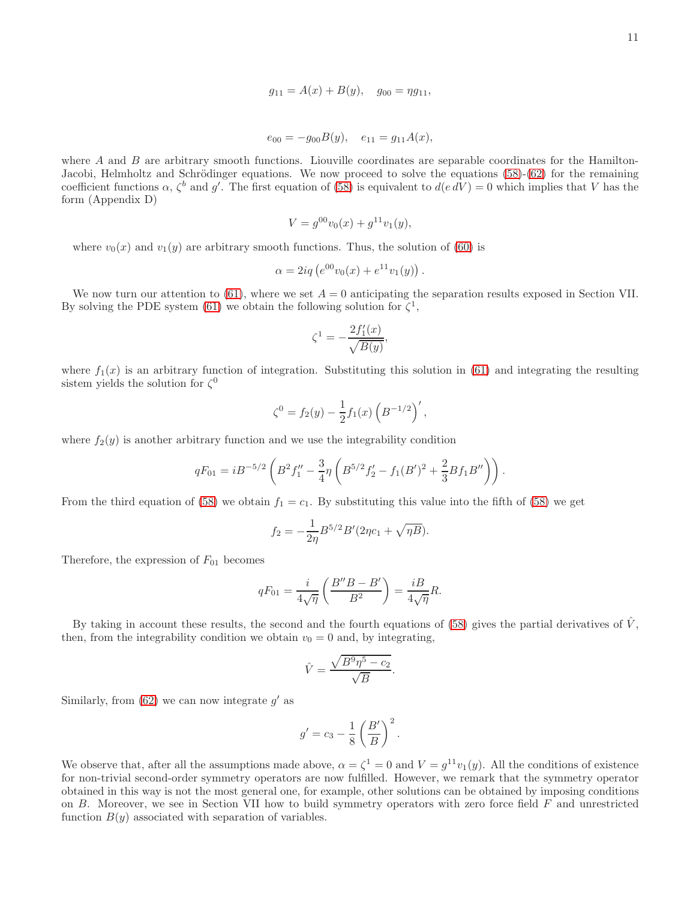$$g_{11} = A(x) + B(y), \quad g_{00} = \eta g_{11},$$

$$e_{00} = -g_{00} B(y), \quad e_{11} = g_{11} A(x),$$

where $A$ and $B$ are arbitrary smooth functions. Liouville coordinates are separable coordinates for the Hamilton-Jacobi, Helmholtz and Schrödinger equations. We now proceed to solve the equations (58)-(62) for the remaining coefficient functions $\alpha$, $\zeta^b$ and $g'$. The first equation of (58) is equivalent to $d(e\, dV) = 0$ which implies that $V$ has the form (Appendix D)

$$V = g^{00} v_0(x) + g^{11} v_1(y),$$

where $v_0(x)$ and $v_1(y)$ are arbitrary smooth functions. Thus, the solution of (60) is

$$\alpha = 2iq \left( e^{00} v_0(x) + e^{11} v_1(y) \right).$$

We now turn our attention to (61), where we set $A = 0$ anticipating the separation results exposed in Section VII. By solving the PDE system (61) we obtain the following solution for $\zeta^1$,

$$\zeta^1 = -\frac{2 f_1'(x)}{\sqrt{B(y)}},$$

where $f_1(x)$ is an arbitrary function of integration. Substituting this solution in (61) and integrating the resulting sistem yields the solution for $\zeta^0$

$$\zeta^0 = f_2(y) - \frac{1}{2} f_1(x) \left( B^{-1/2} \right)',$$

where $f_2(y)$ is another arbitrary function and we use the integrability condition

$$qF_{01} = iB^{-5/2} \left( B^2 f_1'' - \frac{3}{4} \eta \left( B^{5/2} f_2' - f_1 (B')^2 + \frac{2}{3} B f_1 B'' \right) \right).$$

From the third equation of (58) we obtain $f_1 = c_1$. By substituting this value into the fifth of (58) we get

$$f_2 = -\frac{1}{2\eta} B^{5/2} B' (2\eta c_1 + \sqrt{\eta B}).$$

Therefore, the expression of $F_{01}$ becomes

$$qF_{01} = \frac{i}{4\sqrt{\eta}} \left( \frac{B'' B - B'}{B^2} \right) = \frac{iB}{4\sqrt{\eta}} R.$$

By taking in account these results, the second and the fourth equations of (58) gives the partial derivatives of $\hat{V}$, then, from the integrability condition we obtain $v_0 = 0$ and, by integrating,

$$\hat{V} = \frac{\sqrt{B^9 \eta^5 - c_2}}{\sqrt{B}}.$$

Similarly, from (62) we can now integrate $g'$ as

$$g' = c_3 - \frac{1}{8} \left( \frac{B'}{B} \right)^2.$$

We observe that, after all the assumptions made above, $\alpha = \zeta^1 = 0$ and $V = g^{11} v_1(y)$. All the conditions of existence for non-trivial second-order symmetry operators are now fulfilled. However, we remark that the symmetry operator obtained in this way is not the most general one, for example, other solutions can be obtained by imposing conditions on $B$. Moreover, we see in Section VII how to build symmetry operators with zero force field $F$ and unrestricted function $B(y)$ associated with separation of variables.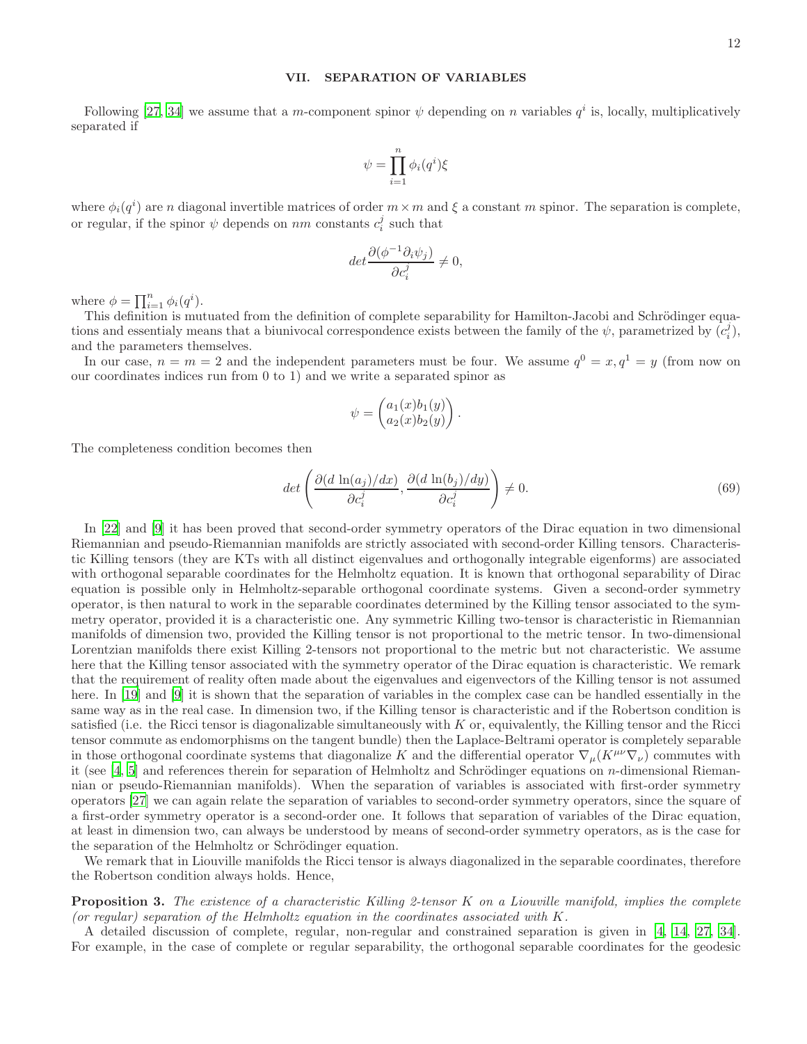## VII. SEPARATION OF VARIABLES

Following [27, 34] we assume that a $m$-component spinor $\psi$ depending on $n$ variables $q^i$ is, locally, multiplicatively separated if

$$\psi = \prod_{i=1}^{n} \phi_i(q^i)\xi$$

where $\phi_i(q^i)$ are $n$ diagonal invertible matrices of order $m \times m$ and $\xi$ a constant $m$ spinor. The separation is complete, or regular, if the spinor $\psi$ depends on $nm$ constants $c_i^j$ such that

$$det \frac{\partial(\phi^{-1}\partial_i \psi_j)}{\partial c_i^j} \neq 0,$$

where $\phi = \prod_{i=1}^{n} \phi_i(q^i)$.

This definition is mutuated from the definition of complete separability for Hamilton-Jacobi and Schrödinger equations and essentialy means that a biunivocal correspondence exists between the family of the $\psi$, parametrized by $(c_i^j)$, and the parameters themselves.

In our case, $n = m = 2$ and the independent parameters must be four. We assume $q^0 = x, q^1 = y$ (from now on our coordinates indices run from 0 to 1) and we write a separated spinor as

$$\psi = \begin{pmatrix} a_1(x)b_1(y) \\ a_2(x)b_2(y) \end{pmatrix}.$$

The completeness condition becomes then

$$det \left( \frac{\partial(d\ \ln(a_j)/dx)}{\partial c_i^j}, \frac{\partial(d\ \ln(b_j)/dy)}{\partial c_i^j} \right) \neq 0. \tag{69}$$

In [22] and [9] it has been proved that second-order symmetry operators of the Dirac equation in two dimensional Riemannian and pseudo-Riemannian manifolds are strictly associated with second-order Killing tensors. Characteristic Killing tensors (they are KTs with all distinct eigenvalues and orthogonally integrable eigenforms) are associated with orthogonal separable coordinates for the Helmholtz equation. It is known that orthogonal separability of Dirac equation is possible only in Helmholtz-separable orthogonal coordinate systems. Given a second-order symmetry operator, is then natural to work in the separable coordinates determined by the Killing tensor associated to the symmetry operator, provided it is a characteristic one. Any symmetric Killing two-tensor is characteristic in Riemannian manifolds of dimension two, provided the Killing tensor is not proportional to the metric tensor. In two-dimensional Lorentzian manifolds there exist Killing 2-tensors not proportional to the metric but not characteristic. We assume here that the Killing tensor associated with the symmetry operator of the Dirac equation is characteristic. We remark that the requirement of reality often made about the eigenvalues and eigenvectors of the Killing tensor is not assumed here. In [19] and [9] it is shown that the separation of variables in the complex case can be handled essentially in the same way as in the real case. In dimension two, if the Killing tensor is characteristic and if the Robertson condition is satisfied (i.e. the Ricci tensor is diagonalizable simultaneously with $K$ or, equivalently, the Killing tensor and the Ricci tensor commute as endomorphisms on the tangent bundle) then the Laplace-Beltrami operator is completely separable in those orthogonal coordinate systems that diagonalize $K$ and the differential operator $\nabla_\mu(K^{\mu\nu}\nabla_\nu)$ commutes with it (see [4, 5] and references therein for separation of Helmholtz and Schrödinger equations on $n$-dimensional Riemannian or pseudo-Riemannian manifolds). When the separation of variables is associated with first-order symmetry operators [27] we can again relate the separation of variables to second-order symmetry operators, since the square of a first-order symmetry operator is a second-order one. It follows that separation of variables of the Dirac equation, at least in dimension two, can always be understood by means of second-order symmetry operators, as is the case for the separation of the Helmholtz or Schrödinger equation.

We remark that in Liouville manifolds the Ricci tensor is always diagonalized in the separable coordinates, therefore the Robertson condition always holds. Hence,

**Proposition 3.** *The existence of a characteristic Killing 2-tensor $K$ on a Liouville manifold, implies the complete (or regular) separation of the Helmholtz equation in the coordinates associated with $K$.*

A detailed discussion of complete, regular, non-regular and constrained separation is given in [4, 14, 27, 34]. For example, in the case of complete or regular separability, the orthogonal separable coordinates for the geodesic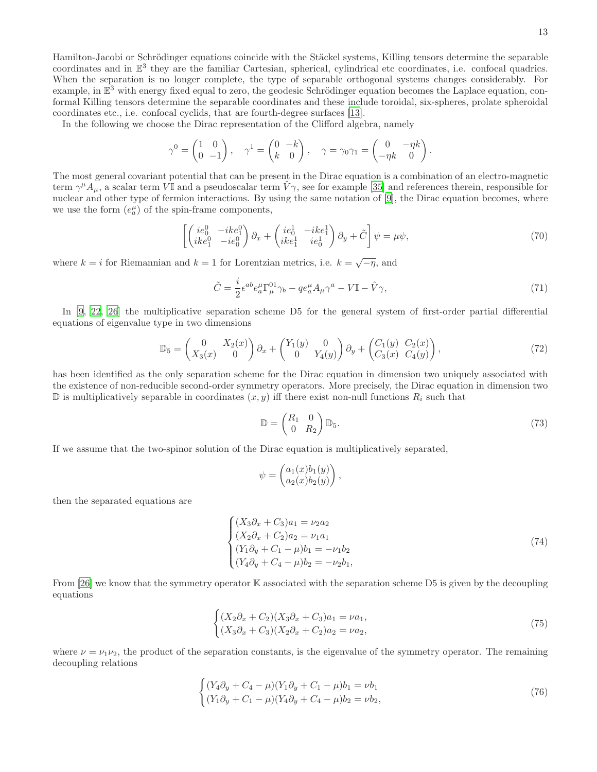Hamilton-Jacobi or Schrödinger equations coincide with the Stäckel systems, Killing tensors determine the separable coordinates and in $\mathbb{E}^3$ they are the familiar Cartesian, spherical, cylindrical etc coordinates, i.e. confocal quadrics. When the separation is no longer complete, the type of separable orthogonal systems changes considerably. For example, in $\mathbb{E}^3$ with energy fixed equal to zero, the geodesic Schrödinger equation becomes the Laplace equation, conformal Killing tensors determine the separable coordinates and these include toroidal, six-spheres, prolate spheroidal coordinates etc., i.e. confocal cyclids, that are fourth-degree surfaces [13].

In the following we choose the Dirac representation of the Clifford algebra, namely

$$
\gamma^0 = \begin{pmatrix} 1 & 0 \\ 0 & -1 \end{pmatrix}, \quad \gamma^1 = \begin{pmatrix} 0 & -k \\ k & 0 \end{pmatrix}, \quad \gamma = \gamma_0\gamma_1 = \begin{pmatrix} 0 & -\eta k \\ -\eta k & 0 \end{pmatrix}.
$$

The most general covariant potential that can be present in the Dirac equation is a combination of an electro-magnetic term $\gamma^\mu A_\mu$, a scalar term $V\mathbb{I}$ and a pseudoscalar term $\hat{V}\gamma$, see for example [35] and references therein, responsible for nuclear and other type of fermion interactions. By using the same notation of [9], the Dirac equation becomes, where we use the form $(e_a^\mu)$ of the spin-frame components,

$$
\left[ \begin{pmatrix} ie_0^0 & -ike_1^0 \\ ike_1^0 & -ie_0^0 \end{pmatrix} \partial_x + \begin{pmatrix} ie_0^1 & -ike_1^1 \\ ike_1^1 & ie_0^1 \end{pmatrix} \partial_y + \tilde{C} \right] \psi = \mu\psi, \tag{70}
$$

where $k = i$ for Riemannian and $k = 1$ for Lorentzian metrics, i.e. $k = \sqrt{-\eta}$, and

$$
\tilde{C} = \frac{i}{2}\epsilon^{ab} e_a^\mu \Gamma_\mu^{01} \gamma_b - q e_a^\mu A_\mu \gamma^a - V\mathbb{I} - \hat{V}\gamma, \tag{71}
$$

In [9, 22, 26] the multiplicative separation scheme D5 for the general system of first-order partial differential equations of eigenvalue type in two dimensions

$$
\mathbb{D}_5 = \begin{pmatrix} 0 & X_2(x) \\ X_3(x) & 0 \end{pmatrix} \partial_x + \begin{pmatrix} Y_1(y) & 0 \\ 0 & Y_4(y) \end{pmatrix} \partial_y + \begin{pmatrix} C_1(y) & C_2(x) \\ C_3(x) & C_4(y) \end{pmatrix}, \tag{72}
$$

has been identified as the only separation scheme for the Dirac equation in dimension two uniquely associated with the existence of non-reducible second-order symmetry operators. More precisely, the Dirac equation in dimension two $\mathbb{D}$ is multiplicatively separable in coordinates $(x, y)$ iff there exist non-null functions $R_i$ such that

$$
\mathbb{D} = \begin{pmatrix} R_1 & 0 \\ 0 & R_2 \end{pmatrix} \mathbb{D}_5. \tag{73}
$$

If we assume that the two-spinor solution of the Dirac equation is multiplicatively separated,

$$
\psi = \begin{pmatrix} a_1(x)b_1(y) \\ a_2(x)b_2(y) \end{pmatrix},
$$

then the separated equations are

$$
\begin{cases}
(X_3\partial_x + C_3)a_1 = \nu_2 a_2 \\
(X_2\partial_x + C_2)a_2 = \nu_1 a_1 \\
(Y_1\partial_y + C_1 - \mu)b_1 = -\nu_1 b_2 \\
(Y_4\partial_y + C_4 - \mu)b_2 = -\nu_2 b_1,
\end{cases} \tag{74}
$$

From [26] we know that the symmetry operator $\mathbb{K}$ associated with the separation scheme D5 is given by the decoupling equations

$$
\begin{cases}
(X_2\partial_x + C_2)(X_3\partial_x + C_3)a_1 = \nu a_1, \\
(X_3\partial_x + C_3)(X_2\partial_x + C_2)a_2 = \nu a_2,
\end{cases} \tag{75}
$$

where $\nu = \nu_1\nu_2$, the product of the separation constants, is the eigenvalue of the symmetry operator. The remaining decoupling relations

$$
\begin{cases}
(Y_4\partial_y + C_4 - \mu)(Y_1\partial_y + C_1 - \mu)b_1 = \nu b_1 \\
(Y_1\partial_y + C_1 - \mu)(Y_4\partial_y + C_4 - \mu)b_2 = \nu b_2,
\end{cases} \tag{76}
$$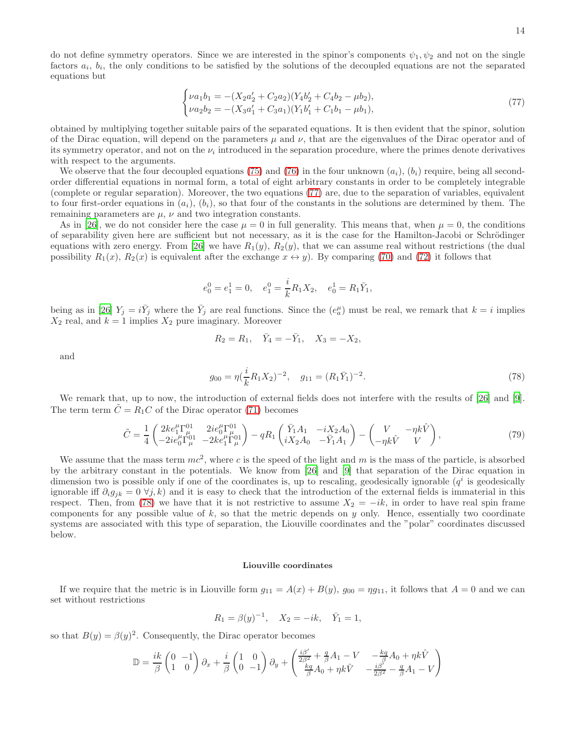do not define symmetry operators. Since we are interested in the spinor's components $\psi_1, \psi_2$ and not on the single factors $a_i$, $b_i$, the only conditions to be satisfied by the solutions of the decoupled equations are not the separated equations but

$$
\begin{cases}
\nu a_1 b_1 = -(X_2 a_2' + C_2 a_2)(Y_4 b_2' + C_4 b_2 - \mu b_2),\\
\nu a_2 b_2 = -(X_3 a_1' + C_3 a_1)(Y_1 b_1' + C_1 b_1 - \mu b_1),
\end{cases}
\tag{77}
$$

obtained by multiplying together suitable pairs of the separated equations. It is then evident that the spinor, solution of the Dirac equation, will depend on the parameters $\mu$ and $\nu$, that are the eigenvalues of the Dirac operator and of its symmetry operator, and not on the $\nu_i$ introduced in the separation procedure, where the primes denote derivatives with respect to the arguments.

We observe that the four decoupled equations (75) and (76) in the four unknown $(a_i)$, $(b_i)$ require, being all second-order differential equations in normal form, a total of eight arbitrary constants in order to be completely integrable (complete or regular separation). Moreover, the two equations (77) are, due to the separation of variables, equivalent to four first-order equations in $(a_i)$, $(b_i)$, so that four of the constants in the solutions are determined by them. The remaining parameters are $\mu$, $\nu$ and two integration constants.

As in [26], we do not consider here the case $\mu = 0$ in full generality. This means that, when $\mu = 0$, the conditions of separability given here are sufficient but not necessary, as it is the case for the Hamilton-Jacobi or Schrödinger equations with zero energy. From [26] we have $R_1(y)$, $R_2(y)$, that we can assume real without restrictions (the dual possibility $R_1(x)$, $R_2(x)$ is equivalent after the exchange $x \leftrightarrow y$). By comparing (70) and (72) it follows that

$$
e_0^0 = e_1^1 = 0, \quad e_1^0 = \frac{i}{k} R_1 X_2, \quad e_0^1 = R_1 \bar{Y}_1,
$$

being as in [26] $Y_j = i\bar{Y}_j$ where the $\bar{Y}_j$ are real functions. Since the $(e_a^\mu)$ must be real, we remark that $k = i$ implies $X_2$ real, and $k = 1$ implies $X_2$ pure imaginary. Moreover

$$
R_2 = R_1, \quad \bar{Y}_4 = -\bar{Y}_1, \quad X_3 = -X_2,
$$

and

$$
g_{00} = \eta (\frac{i}{k} R_1 X_2)^{-2}, \quad g_{11} = (R_1 \bar{Y}_1)^{-2}.
\tag{78}
$$

We remark that, up to now, the introduction of external fields does not interfere with the results of [26] and [9]. The term term $\tilde{C} = R_1 C$ of the Dirac operator (71) becomes

$$
\tilde{C} = \frac{1}{4}\begin{pmatrix} 2ke_1^\mu \Gamma_\mu^{01} & 2ie_0^\mu \Gamma_\mu^{01} \\ -2ie_0^\mu \Gamma_\mu^{01} & -2ke_1^\mu \Gamma_\mu^{01} \end{pmatrix} - qR_1 \begin{pmatrix} \bar{Y}_1 A_1 & -iX_2 A_0 \\ iX_2 A_0 & -\bar{Y}_1 A_1 \end{pmatrix} - \begin{pmatrix} V & -\eta k \hat{V} \\ -\eta k \hat{V} & V \end{pmatrix},
\tag{79}
$$

We assume that the mass term $mc^2$, where $c$ is the speed of the light and $m$ is the mass of the particle, is absorbed by the arbitrary constant in the potentials. We know from [26] and [9] that separation of the Dirac equation in dimension two is possible only if one of the coordinates is, up to rescaling, geodesically ignorable ($q^i$ is geodesically ignorable iff $\partial_i g_{jk} = 0 \ \forall j, k$) and it is easy to check that the introduction of the external fields is immaterial in this respect. Then, from (78) we have that it is not restrictive to assume $X_2 = -ik$, in order to have real spin frame components for any possible value of $k$, so that the metric depends on $y$ only. Hence, essentially two coordinate systems are associated with this type of separation, the Liouville coordinates and the "polar" coordinates discussed below.

### Liouville coordinates

If we require that the metric is in Liouville form $g_{11} = A(x) + B(y)$, $g_{00} = \eta g_{11}$, it follows that $A = 0$ and we can set without restrictions

$$
R_1 = \beta(y)^{-1}, \quad X_2 = -ik, \quad \bar{Y}_1 = 1,
$$

so that $B(y) = \beta(y)^2$. Consequently, the Dirac operator becomes

$$
\mathbb{D} = \frac{ik}{\beta}\begin{pmatrix} 0 & -1 \\ 1 & 0 \end{pmatrix}\partial_x + \frac{i}{\beta}\begin{pmatrix} 1 & 0 \\ 0 & -1 \end{pmatrix}\partial_y + \begin{pmatrix} \frac{i\beta'}{2\beta^2} + \frac{q}{\beta}A_1 - V & -\frac{kq}{\beta}A_0 + \eta k \hat{V} \\ \frac{kq}{\beta}A_0 + \eta k \hat{V} & -\frac{i\beta'}{2\beta^2} - \frac{q}{\beta}A_1 - V \end{pmatrix}
$$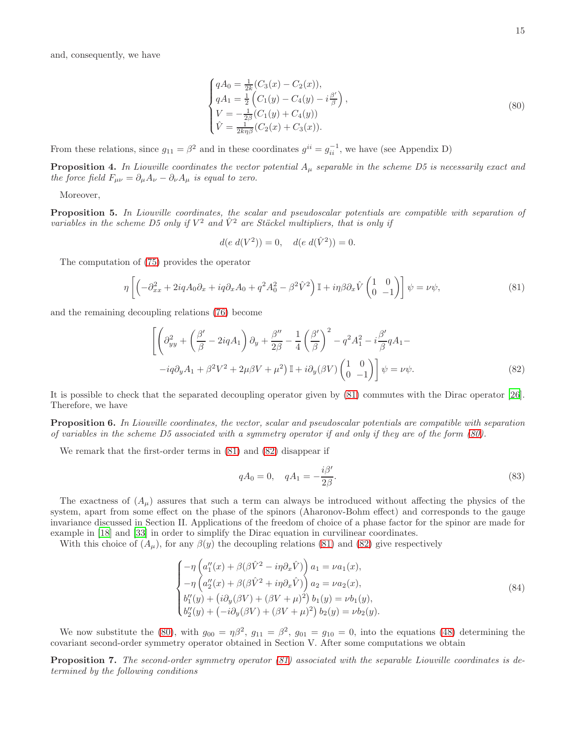and, consequently, we have

$$
\begin{cases}
qA_0 = \frac{1}{2k}(C_3(x) - C_2(x)), \\
qA_1 = \frac{1}{2}\left(C_1(y) - C_4(y) - i\frac{\beta'}{\beta}\right), \\
V = -\frac{1}{2\beta}(C_1(y) + C_4(y)) \\
\hat{V} = \frac{1}{2k\eta\beta}(C_2(x) + C_3(x)).
\end{cases}
\tag{80}
$$

From these relations, since $g_{11} = \beta^2$ and in these coordinates $g^{ii} = g_{ii}^{-1}$, we have (see Appendix D)

**Proposition 4.** *In Liouville coordinates the vector potential $A_\mu$ separable in the scheme D5 is necessarily exact and the force field $F_{\mu\nu} = \partial_\mu A_\nu - \partial_\nu A_\mu$ is equal to zero.*

Moreover,

**Proposition 5.** *In Liouville coordinates, the scalar and pseudoscalar potentials are compatible with separation of variables in the scheme D5 only if $V^2$ and $\hat{V}^2$ are Stäckel multipliers, that is only if*

$$
d(e\, d(V^2)) = 0, \quad d(e\, d(\hat{V}^2)) = 0.
$$

The computation of (75) provides the operator

$$
\eta\left[\left(-\partial^2_{xx} + 2iqA_0\partial_x + iq\partial_x A_0 + q^2A_0^2 - \beta^2\hat{V}^2\right)\mathbb{I} + i\eta\beta\partial_x\hat{V}\begin{pmatrix}1 & 0\\ 0 & -1\end{pmatrix}\right]\psi = \nu\psi,
\tag{81}
$$

and the remaining decoupling relations (76) become

$$
\begin{aligned}
\Bigg[\Bigg(\partial^2_{yy} + \left(\frac{\beta'}{\beta} - 2iqA_1\right)\partial_y + \frac{\beta''}{2\beta} - \frac{1}{4}\left(\frac{\beta'}{\beta}\right)^2 - q^2A_1^2 - i\frac{\beta'}{\beta}qA_1 - \\
-iq\partial_y A_1 + \beta^2V^2 + 2\mu\beta V + \mu^2\Bigg)\mathbb{I} + i\partial_y(\beta V)\begin{pmatrix}1 & 0\\ 0 & -1\end{pmatrix}\Bigg]\psi = \nu\psi.
\end{aligned}
\tag{82}
$$

It is possible to check that the separated decoupling operator given by (81) commutes with the Dirac operator [26]. Therefore, we have

**Proposition 6.** *In Liouville coordinates, the vector, scalar and pseudoscalar potentials are compatible with separation of variables in the scheme D5 associated with a symmetry operator if and only if they are of the form (80).*

We remark that the first-order terms in (81) and (82) disappear if

$$
qA_0 = 0, \quad qA_1 = -\frac{i\beta'}{2\beta}.
\tag{83}
$$

The exactness of $(A_\mu)$ assures that such a term can always be introduced without affecting the physics of the system, apart from some effect on the phase of the spinors (Aharonov-Bohm effect) and corresponds to the gauge invariance discussed in Section II. Applications of the freedom of choice of a phase factor for the spinor are made for example in [18] and [33] in order to simplify the Dirac equation in curvilinear coordinates.

With this choice of $(A_\mu)$, for any $\beta(y)$ the decoupling relations (81) and (82) give respectively

$$
\begin{cases}
-\eta\left(a_1''(x) + \beta(\beta\hat{V}^2 - i\eta\partial_x\hat{V})\right)a_1 = \nu a_1(x), \\
-\eta\left(a_2''(x) + \beta(\beta\hat{V}^2 + i\eta\partial_x\hat{V})\right)a_2 = \nu a_2(x), \\
b_1''(y) + \left(i\partial_y(\beta V) + (\beta V + \mu)^2\right)b_1(y) = \nu b_1(y), \\
b_2''(y) + \left(-i\partial_y(\beta V) + (\beta V + \mu)^2\right)b_2(y) = \nu b_2(y).
\end{cases}
\tag{84}
$$

We now substitute the (80), with $g_{00} = \eta\beta^2$, $g_{11} = \beta^2$, $g_{01} = g_{10} = 0$, into the equations (48) determining the covariant second-order symmetry operator obtained in Section V. After some computations we obtain

**Proposition 7.** *The second-order symmetry operator (81) associated with the separable Liouville coordinates is determined by the following conditions*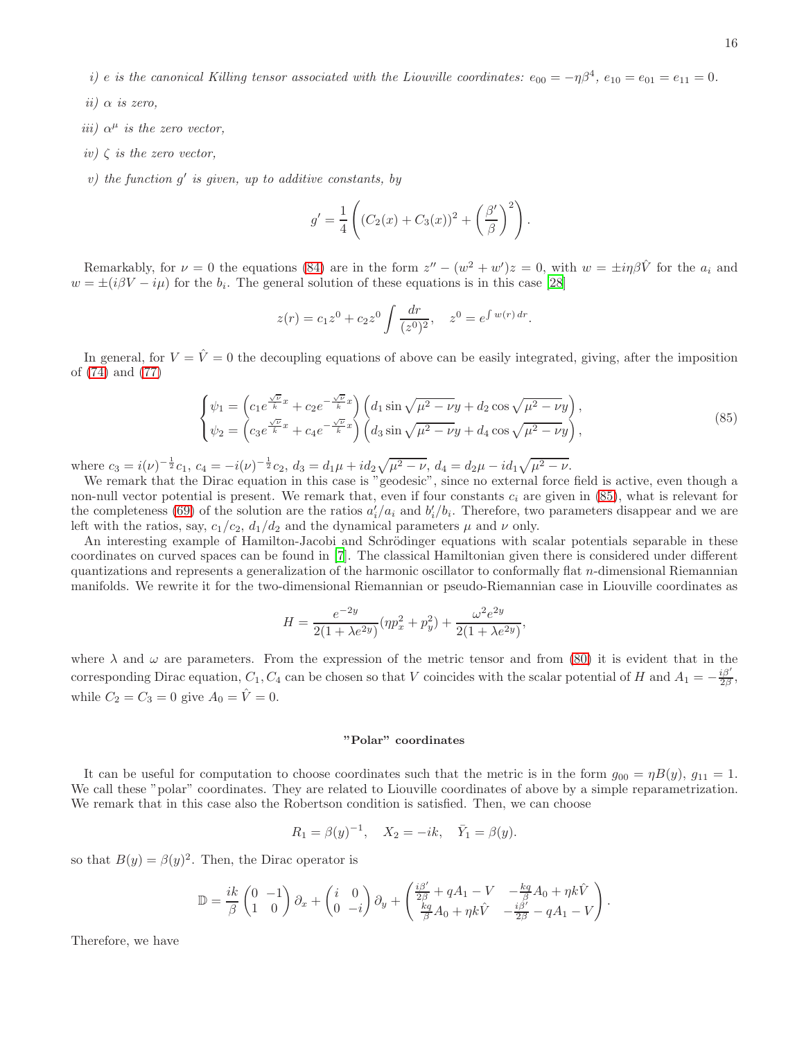*i) $e$ is the canonical Killing tensor associated with the Liouville coordinates: $e_{00} = -\eta\beta^4$, $e_{10} = e_{01} = e_{11} = 0$.*

*ii) $\alpha$ is zero,*

*iii) $\alpha^\mu$ is the zero vector,*

*iv) $\zeta$ is the zero vector,*

*v) the function $g'$ is given, up to additive constants, by*

$$g' = \frac{1}{4}\left((C_2(x) + C_3(x))^2 + \left(\frac{\beta'}{\beta}\right)^2\right).$$

Remarkably, for $\nu = 0$ the equations (84) are in the form $z'' - (w^2 + w')z = 0$, with $w = \pm i\eta\beta\hat{V}$ for the $a_i$ and $w = \pm(i\beta V - i\mu)$ for the $b_i$. The general solution of these equations is in this case [28]

$$z(r) = c_1 z^0 + c_2 z^0 \int \frac{dr}{(z^0)^2}, \quad z^0 = e^{\int w(r)\,dr}.$$

In general, for $V = \hat{V} = 0$ the decoupling equations of above can be easily integrated, giving, after the imposition of (74) and (77)

$$\begin{cases} \psi_1 = \left(c_1 e^{\frac{\sqrt{\nu}}{k}x} + c_2 e^{-\frac{\sqrt{\nu}}{k}x}\right)\left(d_1 \sin\sqrt{\mu^2 - \nu}y + d_2 \cos\sqrt{\mu^2 - \nu}y\right), \\ \psi_2 = \left(c_3 e^{\frac{\sqrt{\nu}}{k}x} + c_4 e^{-\frac{\sqrt{\nu}}{k}x}\right)\left(d_3 \sin\sqrt{\mu^2 - \nu}y + d_4 \cos\sqrt{\mu^2 - \nu}y\right), \end{cases} \tag{85}$$

where $c_3 = i(\nu)^{-\frac{1}{2}}c_1$, $c_4 = -i(\nu)^{-\frac{1}{2}}c_2$, $d_3 = d_1\mu + id_2\sqrt{\mu^2 - \nu}$, $d_4 = d_2\mu - id_1\sqrt{\mu^2 - \nu}$.

We remark that the Dirac equation in this case is "geodesic", since no external force field is active, even though a non-null vector potential is present. We remark that, even if four constants $c_i$ are given in (85), what is relevant for the completeness (69) of the solution are the ratios $a_i'/a_i$ and $b_i'/b_i$. Therefore, two parameters disappear and we are left with the ratios, say, $c_1/c_2$, $d_1/d_2$ and the dynamical parameters $\mu$ and $\nu$ only.

An interesting example of Hamilton-Jacobi and Schrödinger equations with scalar potentials separable in these coordinates on curved spaces can be found in [7]. The classical Hamiltonian given there is considered under different quantizations and represents a generalization of the harmonic oscillator to conformally flat $n$-dimensional Riemannian manifolds. We rewrite it for the two-dimensional Riemannian or pseudo-Riemannian case in Liouville coordinates as

$$H = \frac{e^{-2y}}{2(1 + \lambda e^{2y})}(\eta p_x^2 + p_y^2) + \frac{\omega^2 e^{2y}}{2(1 + \lambda e^{2y})},$$

where $\lambda$ and $\omega$ are parameters. From the expression of the metric tensor and from (80) it is evident that in the corresponding Dirac equation, $C_1, C_4$ can be chosen so that $V$ coincides with the scalar potential of $H$ and $A_1 = -\frac{i\beta'}{2\beta}$, while $C_2 = C_3 = 0$ give $A_0 = \hat{V} = 0$.

## "Polar" coordinates

It can be useful for computation to choose coordinates such that the metric is in the form $g_{00} = \eta B(y)$, $g_{11} = 1$. We call these "polar" coordinates. They are related to Liouville coordinates of above by a simple reparametrization. We remark that in this case also the Robertson condition is satisfied. Then, we can choose

$$R_1 = \beta(y)^{-1}, \quad X_2 = -ik, \quad \bar{Y}_1 = \beta(y).$$

so that $B(y) = \beta(y)^2$. Then, the Dirac operator is

$$\mathbb{D} = \frac{ik}{\beta}\begin{pmatrix} 0 & -1 \\ 1 & 0 \end{pmatrix}\partial_x + \begin{pmatrix} i & 0 \\ 0 & -i \end{pmatrix}\partial_y + \begin{pmatrix} \frac{i\beta'}{2\beta} + qA_1 - V & -\frac{kq}{\beta}A_0 + \eta k\hat{V} \\ \frac{kq}{\beta}A_0 + \eta k\hat{V} & -\frac{i\beta'}{2\beta} - qA_1 - V \end{pmatrix}.$$

Therefore, we have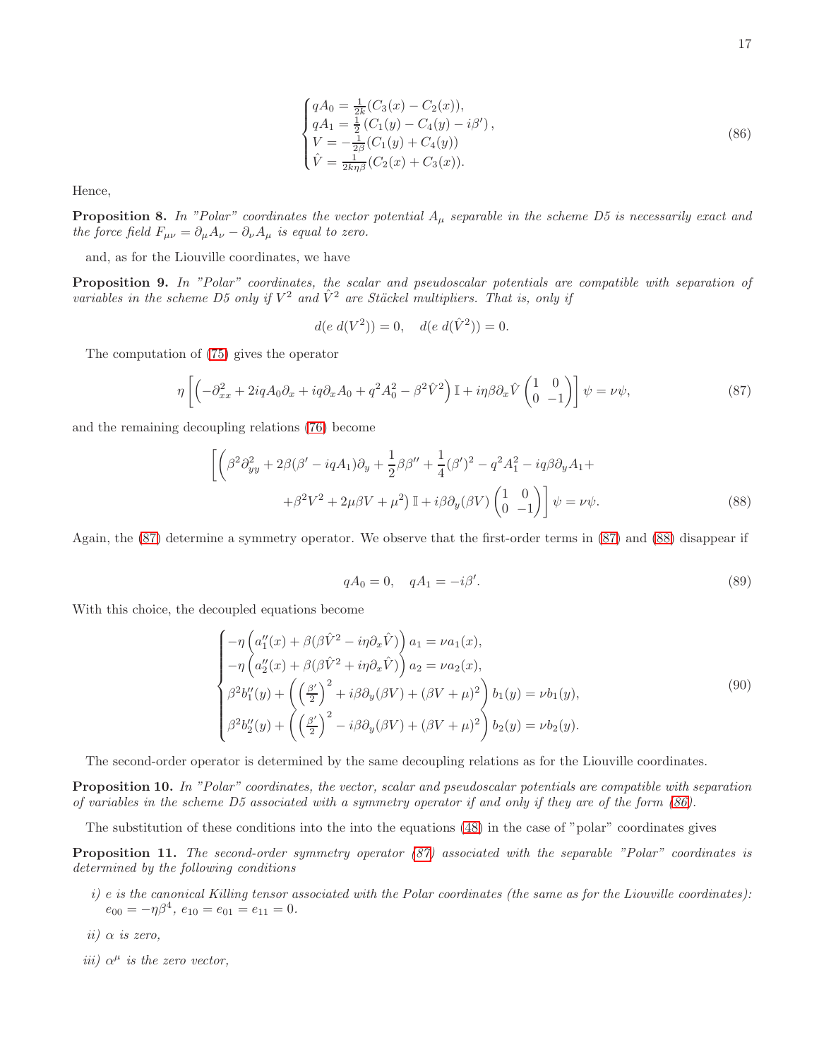$$
\begin{cases}
qA_0 = \frac{1}{2k}(C_3(x) - C_2(x)), \\
qA_1 = \frac{1}{2}\left(C_1(y) - C_4(y) - i\beta'\right), \\
V = -\frac{1}{2\beta}(C_1(y) + C_4(y)) \\
\hat{V} = \frac{1}{2k\eta\beta}(C_2(x) + C_3(x)).
\end{cases}
\tag{86}
$$

Hence,

**Proposition 8.** *In "Polar" coordinates the vector potential $A_\mu$ separable in the scheme D5 is necessarily exact and the force field $F_{\mu\nu} = \partial_\mu A_\nu - \partial_\nu A_\mu$ is equal to zero.*

and, as for the Liouville coordinates, we have

**Proposition 9.** *In "Polar" coordinates, the scalar and pseudoscalar potentials are compatible with separation of variables in the scheme D5 only if $V^2$ and $\hat{V}^2$ are Stäckel multipliers. That is, only if*

$$
d(e\, d(V^2)) = 0, \quad d(e\, d(\hat{V}^2)) = 0.
$$

The computation of (75) gives the operator

$$
\eta \left[ \left( -\partial^2_{xx} + 2iqA_0\partial_x + iq\partial_x A_0 + q^2A_0^2 - \beta^2\hat{V}^2 \right) \mathbb{I} + i\eta\beta\partial_x\hat{V} \begin{pmatrix} 1 & 0 \\ 0 & -1 \end{pmatrix} \right] \psi = \nu\psi,
\tag{87}
$$

and the remaining decoupling relations (76) become

$$
\Bigg[ \Bigg( \beta^2\partial^2_{yy} + 2\beta(\beta' - iqA_1)\partial_y + \frac{1}{2}\beta\beta'' + \frac{1}{4}(\beta')^2 - q^2A_1^2 - iq\beta\partial_y A_1 +
$$
$$
+ \beta^2V^2 + 2\mu\beta V + \mu^2 \Bigg) \mathbb{I} + i\beta\partial_y(\beta V) \begin{pmatrix} 1 & 0 \\ 0 & -1 \end{pmatrix} \Bigg] \psi = \nu\psi.
\tag{88}
$$

Again, the (87) determine a symmetry operator. We observe that the first-order terms in (87) and (88) disappear if

$$
qA_0 = 0, \quad qA_1 = -i\beta'.
\tag{89}
$$

With this choice, the decoupled equations become

$$
\begin{cases}
-\eta \left( a_1''(x) + \beta(\beta\hat{V}^2 - i\eta\partial_x\hat{V}) \right) a_1 = \nu a_1(x), \\
-\eta \left( a_2''(x) + \beta(\beta\hat{V}^2 + i\eta\partial_x\hat{V}) \right) a_2 = \nu a_2(x), \\
\beta^2 b_1''(y) + \left( \left(\frac{\beta'}{2}\right)^2 + i\beta\partial_y(\beta V) + (\beta V + \mu)^2 \right) b_1(y) = \nu b_1(y), \\
\beta^2 b_2''(y) + \left( \left(\frac{\beta'}{2}\right)^2 - i\beta\partial_y(\beta V) + (\beta V + \mu)^2 \right) b_2(y) = \nu b_2(y).
\end{cases}
\tag{90}
$$

The second-order operator is determined by the same decoupling relations as for the Liouville coordinates.

**Proposition 10.** *In "Polar" coordinates, the vector, scalar and pseudoscalar potentials are compatible with separation of variables in the scheme D5 associated with a symmetry operator if and only if they are of the form (86).*

The substitution of these conditions into the into the equations (48) in the case of "polar" coordinates gives

**Proposition 11.** *The second-order symmetry operator (87) associated with the separable "Polar" coordinates is determined by the following conditions*

*i) e is the canonical Killing tensor associated with the Polar coordinates (the same as for the Liouville coordinates): $e_{00} = -\eta\beta^4$, $e_{10} = e_{01} = e_{11} = 0$.*

*ii) $\alpha$ is zero,*

*iii) $\alpha^\mu$ is the zero vector,*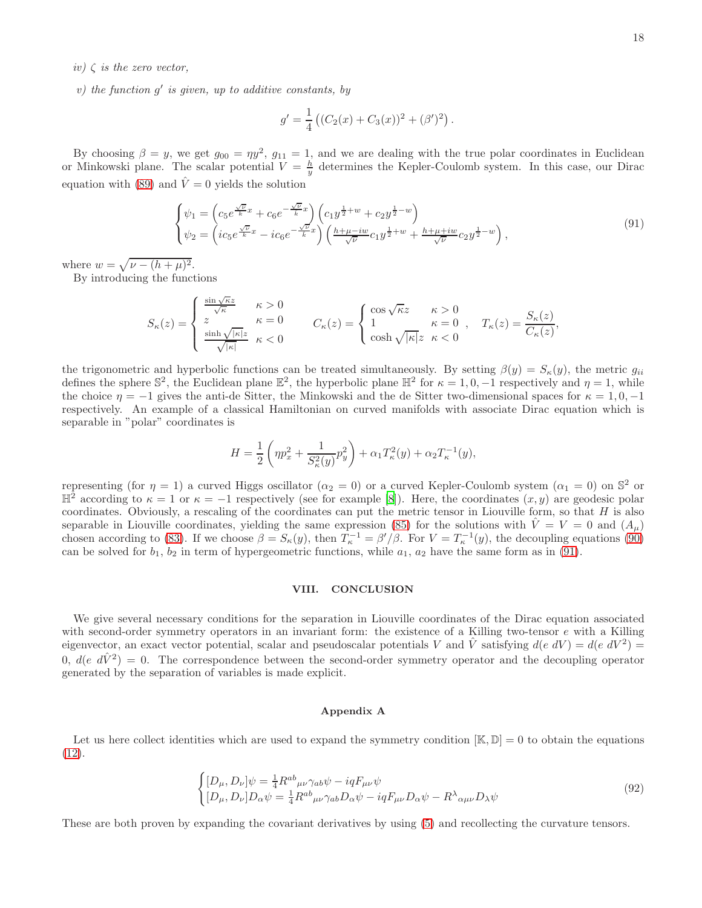*iv) $\zeta$ is the zero vector,*

*v) the function $g'$ is given, up to additive constants, by*

$$g' = \frac{1}{4}\left((C_2(x) + C_3(x))^2 + (\beta')^2\right).$$

By choosing $\beta = y$, we get $g_{00} = \eta y^2$, $g_{11} = 1$, and we are dealing with the true polar coordinates in Euclidean or Minkowski plane. The scalar potential $V = \frac{h}{y}$ determines the Kepler-Coulomb system. In this case, our Dirac equation with (89) and $\hat{V} = 0$ yields the solution

$$\begin{cases} \psi_1 = \left(c_5 e^{\frac{\sqrt{\nu}}{k}x} + c_6 e^{-\frac{\sqrt{\nu}}{k}x}\right)\left(c_1 y^{\frac{1}{2}+w} + c_2 y^{\frac{1}{2}-w}\right) \\ \psi_2 = \left(ic_5 e^{\frac{\sqrt{\nu}}{k}x} - ic_6 e^{-\frac{\sqrt{\nu}}{k}x}\right)\left(\frac{h+\mu-iw}{\sqrt{\nu}}c_1 y^{\frac{1}{2}+w} + \frac{h+\mu+iw}{\sqrt{\nu}}c_2 y^{\frac{1}{2}-w}\right), \end{cases} \tag{91}$$

where $w = \sqrt{\nu - (h+\mu)^2}$.

By introducing the functions

$$S_\kappa(z) = \begin{cases} \frac{\sin\sqrt{\kappa}z}{\sqrt{\kappa}} & \kappa > 0 \\ z & \kappa = 0 \\ \frac{\sinh\sqrt{|\kappa|}z}{\sqrt{|\kappa|}} & \kappa < 0 \end{cases} \qquad C_\kappa(z) = \begin{cases} \cos\sqrt{\kappa}z & \kappa > 0 \\ 1 & \kappa = 0 \\ \cosh\sqrt{|\kappa|}z & \kappa < 0 \end{cases}, \quad T_\kappa(z) = \frac{S_\kappa(z)}{C_\kappa(z)},$$

the trigonometric and hyperbolic functions can be treated simultaneously. By setting $\beta(y) = S_\kappa(y)$, the metric $g_{ii}$ defines the sphere $\mathbb{S}^2$, the Euclidean plane $\mathbb{E}^2$, the hyperbolic plane $\mathbb{H}^2$ for $\kappa = 1, 0, -1$ respectively and $\eta = 1$, while the choice $\eta = -1$ gives the anti-de Sitter, the Minkowski and the de Sitter two-dimensional spaces for $\kappa = 1, 0, -1$ respectively. An example of a classical Hamiltonian on curved manifolds with associate Dirac equation which is separable in "polar" coordinates is

$$H = \frac{1}{2}\left(\eta p_x^2 + \frac{1}{S_\kappa^2(y)}p_y^2\right) + \alpha_1 T_\kappa^2(y) + \alpha_2 T_\kappa^{-1}(y),$$

representing (for $\eta = 1$) a curved Higgs oscillator ($\alpha_2 = 0$) or a curved Kepler-Coulomb system ($\alpha_1 = 0$) on $\mathbb{S}^2$ or $\mathbb{H}^2$ according to $\kappa = 1$ or $\kappa = -1$ respectively (see for example [8]). Here, the coordinates $(x, y)$ are geodesic polar coordinates. Obviously, a rescaling of the coordinates can put the metric tensor in Liouville form, so that $H$ is also separable in Liouville coordinates, yielding the same expression (85) for the solutions with $\hat{V} = V = 0$ and $(A_\mu)$ chosen according to (83). If we choose $\beta = S_\kappa(y)$, then $T_\kappa^{-1} = \beta'/\beta$. For $V = T_\kappa^{-1}(y)$, the decoupling equations (90) can be solved for $b_1$, $b_2$ in term of hypergeometric functions, while $a_1$, $a_2$ have the same form as in (91).

## VIII. CONCLUSION

We give several necessary conditions for the separation in Liouville coordinates of the Dirac equation associated with second-order symmetry operators in an invariant form: the existence of a Killing two-tensor $e$ with a Killing eigenvector, an exact vector potential, scalar and pseudoscalar potentials $V$ and $\hat{V}$ satisfying $d(e\ dV) = d(e\ dV^2) = 0$, $d(e\ d\hat{V}^2) = 0$. The correspondence between the second-order symmetry operator and the decoupling operator generated by the separation of variables is made explicit.

### Appendix A

Let us here collect identities which are used to expand the symmetry condition $[\mathbb{K}, \mathbb{D}] = 0$ to obtain the equations (12).

$$\begin{cases} [D_\mu, D_\nu]\psi = \frac{1}{4}R^{ab}{}_{\mu\nu}\gamma_{ab}\psi - iqF_{\mu\nu}\psi \\ [D_\mu, D_\nu]D_\alpha\psi = \frac{1}{4}R^{ab}{}_{\mu\nu}\gamma_{ab}D_\alpha\psi - iqF_{\mu\nu}D_\alpha\psi - R^\lambda{}_{\alpha\mu\nu}D_\lambda\psi \end{cases} \tag{92}$$

These are both proven by expanding the covariant derivatives by using (5) and recollecting the curvature tensors.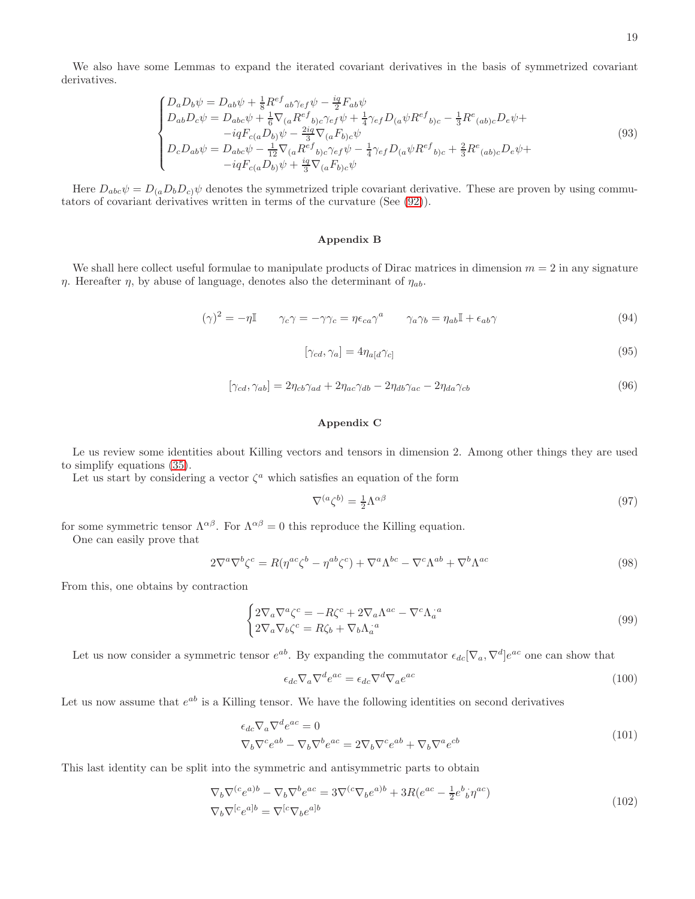We also have some Lemmas to expand the iterated covariant derivatives in the basis of symmetrized covariant derivatives.

$$
\begin{cases}
D_a D_b \psi = D_{ab}\psi + \frac{1}{8} R^{ef}{}_{ab}\gamma_{ef}\psi - \frac{iq}{2} F_{ab}\psi \\
D_{ab} D_c \psi = D_{abc}\psi + \frac{1}{6}\nabla_{(a} R^{ef}{}_{b)c}\gamma_{ef}\psi + \frac{1}{4}\gamma_{ef} D_{(a}\psi R^{ef}{}_{b)c} - \frac{1}{3} R^{e}{}_{(ab)c} D_e\psi + \\
\qquad -iq F_{c(a} D_{b)}\psi - \frac{2iq}{3}\nabla_{(a} F_{b)c}\psi \\
D_c D_{ab}\psi = D_{abc}\psi - \frac{1}{12}\nabla_{(a} R^{ef}{}_{b)c}\gamma_{ef}\psi - \frac{1}{4}\gamma_{ef} D_{(a}\psi R^{ef}{}_{b)c} + \frac{2}{3} R^{e}{}_{(ab)c} D_e\psi + \\
\qquad -iq F_{c(a} D_{b)}\psi + \frac{iq}{3}\nabla_{(a} F_{b)c}\psi
\end{cases}
\tag{93}
$$

Here $D_{abc}\psi = D_{(a} D_b D_{c)}\psi$ denotes the symmetrized triple covariant derivative. These are proven by using commutators of covariant derivatives written in terms of the curvature (See (92)).

## Appendix B

We shall here collect useful formulae to manipulate products of Dirac matrices in dimension $m = 2$ in any signature $\eta$. Hereafter $\eta$, by abuse of language, denotes also the determinant of $\eta_{ab}$.

$$
(\gamma)^2 = -\eta\mathbb{I} \qquad \gamma_c\gamma = -\gamma\gamma_c = \eta\epsilon_{ca}\gamma^a \qquad \gamma_a\gamma_b = \eta_{ab}\mathbb{I} + \epsilon_{ab}\gamma
\tag{94}
$$

$$
[\gamma_{cd}, \gamma_a] = 4\eta_{a[d}\gamma_{c]}
\tag{95}
$$

$$
[\gamma_{cd}, \gamma_{ab}] = 2\eta_{cb}\gamma_{ad} + 2\eta_{ac}\gamma_{db} - 2\eta_{db}\gamma_{ac} - 2\eta_{da}\gamma_{cb}
\tag{96}
$$

## Appendix C

Le us review some identities about Killing vectors and tensors in dimension 2. Among other things they are used to simplify equations (35).

Let us start by considering a vector $\zeta^a$ which satisfies an equation of the form

$$
\nabla^{(a}\zeta^{b)} = \tfrac{1}{2}\Lambda^{\alpha\beta}
\tag{97}
$$

for some symmetric tensor $\Lambda^{\alpha\beta}$. For $\Lambda^{\alpha\beta} = 0$ this reproduce the Killing equation.

One can easily prove that

$$
2\nabla^a\nabla^b\zeta^c = R(\eta^{ac}\zeta^b - \eta^{ab}\zeta^c) + \nabla^a\Lambda^{bc} - \nabla^c\Lambda^{ab} + \nabla^b\Lambda^{ac}
\tag{98}
$$

From this, one obtains by contraction

$$
\begin{cases}
2\nabla_a\nabla^a\zeta^c = -R\zeta^c + 2\nabla_a\Lambda^{ac} - \nabla^c\Lambda_a{}^{a} \\
2\nabla_a\nabla_b\zeta^c = R\zeta_b + \nabla_b\Lambda_a{}^{a}
\end{cases}
\tag{99}
$$

Let us now consider a symmetric tensor $e^{ab}$. By expanding the commutator $\epsilon_{dc}[\nabla_a, \nabla^d]e^{ac}$ one can show that

$$
\epsilon_{dc}\nabla_a\nabla^d e^{ac} = \epsilon_{dc}\nabla^d\nabla_a e^{ac}
\tag{100}
$$

Let us now assume that $e^{ab}$ is a Killing tensor. We have the following identities on second derivatives

$$
\begin{aligned}
&\epsilon_{dc}\nabla_a\nabla^d e^{ac} = 0 \\
&\nabla_b\nabla^c e^{ab} - \nabla_b\nabla^b e^{ac} = 2\nabla_b\nabla^c e^{ab} + \nabla_b\nabla^a e^{cb}
\end{aligned}
\tag{101}
$$

This last identity can be split into the symmetric and antisymmetric parts to obtain

$$
\begin{aligned}
&\nabla_b\nabla^{(c}e^{a)b} - \nabla_b\nabla^b e^{ac} = 3\nabla^{(c}\nabla_b e^{a)b} + 3R(e^{ac} - \tfrac{1}{2}e^b{}_b\eta^{ac}) \\
&\nabla_b\nabla^{[c}e^{a]b} = \nabla^{[c}\nabla_b e^{a]b}
\end{aligned}
\tag{102}
$$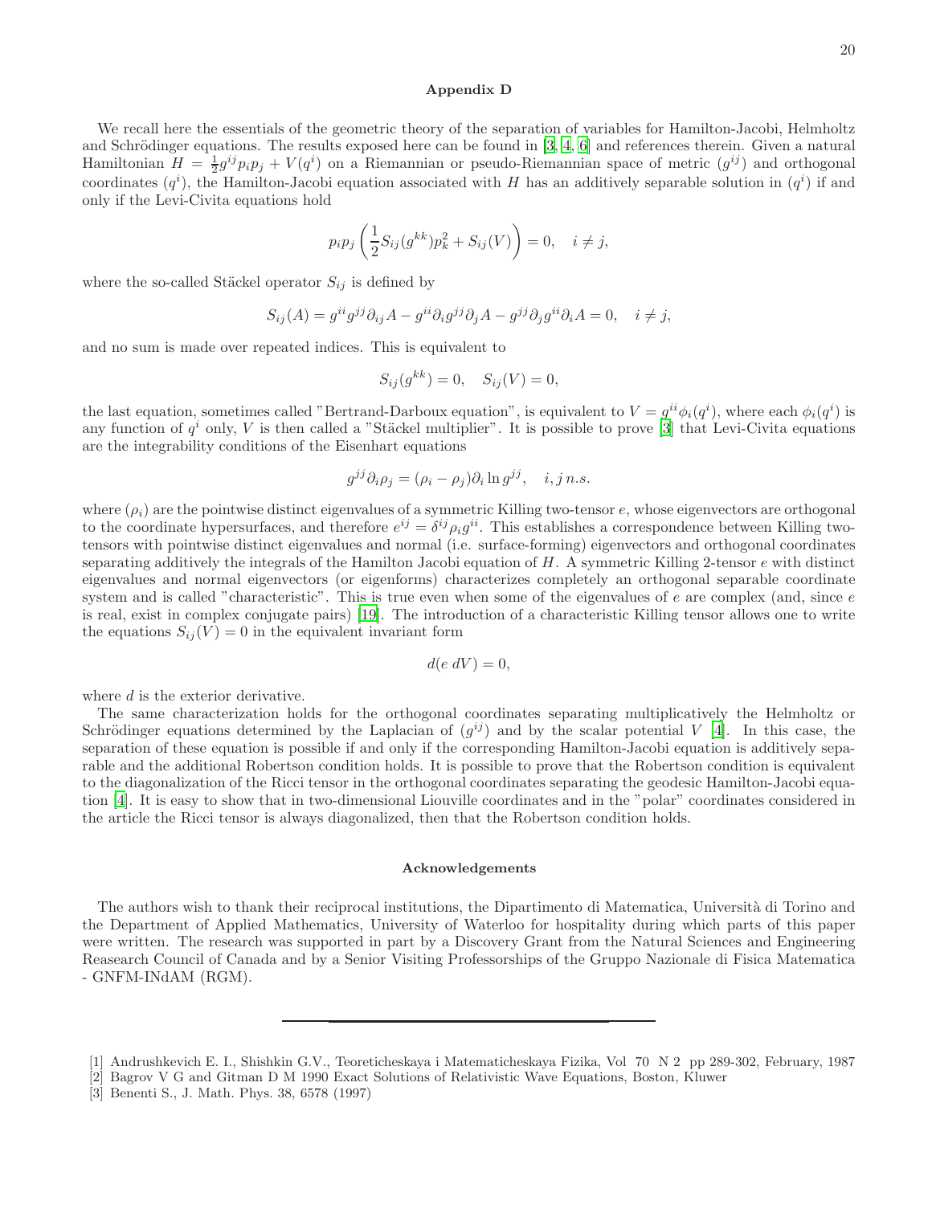## Appendix D

We recall here the essentials of the geometric theory of the separation of variables for Hamilton-Jacobi, Helmholtz and Schrödinger equations. The results exposed here can be found in [3, 4, 6] and references therein. Given a natural Hamiltonian $H = \frac{1}{2}g^{ij}p_ip_j + V(q^i)$ on a Riemannian or pseudo-Riemannian space of metric $(g^{ij})$ and orthogonal coordinates $(q^i)$, the Hamilton-Jacobi equation associated with $H$ has an additively separable solution in $(q^i)$ if and only if the Levi-Civita equations hold

$$p_ip_j\left(\frac{1}{2}S_{ij}(g^{kk})p_k^2 + S_{ij}(V)\right) = 0, \quad i \neq j,$$

where the so-called Stäckel operator $S_{ij}$ is defined by

$$S_{ij}(A) = g^{ii}g^{jj}\partial_{ij}A - g^{ii}\partial_i g^{jj}\partial_j A - g^{jj}\partial_j g^{ii}\partial_i A = 0, \quad i \neq j,$$

and no sum is made over repeated indices. This is equivalent to

$$S_{ij}(g^{kk}) = 0, \quad S_{ij}(V) = 0,$$

the last equation, sometimes called "Bertrand-Darboux equation", is equivalent to $V = g^{ii}\phi_i(q^i)$, where each $\phi_i(q^i)$ is any function of $q^i$ only, $V$ is then called a "Stäckel multiplier". It is possible to prove [3] that Levi-Civita equations are the integrability conditions of the Eisenhart equations

$$g^{jj}\partial_i\rho_j = (\rho_i - \rho_j)\partial_i \ln g^{jj}, \quad i, j\, n.s.$$

where $(\rho_i)$ are the pointwise distinct eigenvalues of a symmetric Killing two-tensor $e$, whose eigenvectors are orthogonal to the coordinate hypersurfaces, and therefore $e^{ij} = \delta^{ij}\rho_i g^{ii}$. This establishes a correspondence between Killing two-tensors with pointwise distinct eigenvalues and normal (i.e. surface-forming) eigenvectors and orthogonal coordinates separating additively the integrals of the Hamilton Jacobi equation of $H$. A symmetric Killing 2-tensor $e$ with distinct eigenvalues and normal eigenvectors (or eigenforms) characterizes completely an orthogonal separable coordinate system and is called "characteristic". This is true even when some of the eigenvalues of $e$ are complex (and, since $e$ is real, exist in complex conjugate pairs) [19]. The introduction of a characteristic Killing tensor allows one to write the equations $S_{ij}(V) = 0$ in the equivalent invariant form

$$d(e\; dV) = 0,$$

where $d$ is the exterior derivative.

The same characterization holds for the orthogonal coordinates separating multiplicatively the Helmholtz or Schrödinger equations determined by the Laplacian of $(g^{ij})$ and by the scalar potential $V$ [4]. In this case, the separation of these equation is possible if and only if the corresponding Hamilton-Jacobi equation is additively separable and the additional Robertson condition holds. It is possible to prove that the Robertson condition is equivalent to the diagonalization of the Ricci tensor in the orthogonal coordinates separating the geodesic Hamilton-Jacobi equation [4]. It is easy to show that in two-dimensional Liouville coordinates and in the "polar" coordinates considered in the article the Ricci tensor is always diagonalized, then that the Robertson condition holds.

## Acknowledgements

The authors wish to thank their reciprocal institutions, the Dipartimento di Matematica, Università di Torino and the Department of Applied Mathematics, University of Waterloo for hospitality during which parts of this paper were written. The research was supported in part by a Discovery Grant from the Natural Sciences and Engineering Reasearch Council of Canada and by a Senior Visiting Professorships of the Gruppo Nazionale di Fisica Matematica - GNFM-INdAM (RGM).

---

[1] Andrushkevich E. I., Shishkin G.V., Teoreticheskaya i Matematicheskaya Fizika, Vol 70 N 2 pp 289-302, February, 1987

[2] Bagrov V G and Gitman D M 1990 Exact Solutions of Relativistic Wave Equations, Boston, Kluwer

[3] Benenti S., J. Math. Phys. 38, 6578 (1997)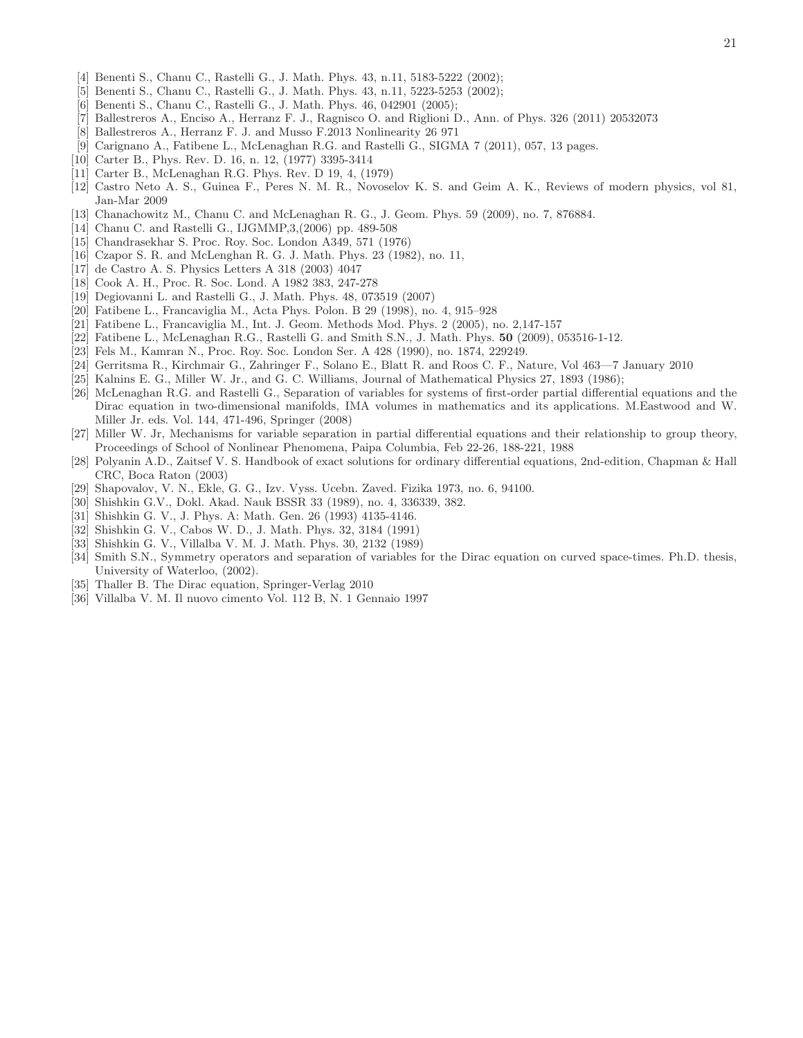[4] Benenti S., Chanu C., Rastelli G., J. Math. Phys. 43, n.11, 5183-5222 (2002);

[5] Benenti S., Chanu C., Rastelli G., J. Math. Phys. 43, n.11, 5223-5253 (2002);

[6] Benenti S., Chanu C., Rastelli G., J. Math. Phys. 46, 042901 (2005);

[7] Ballestreros A., Enciso A., Herranz F. J., Ragnisco O. and Riglioni D., Ann. of Phys. 326 (2011) 20532073

[8] Ballestreros A., Herranz F. J. and Musso F.2013 Nonlinearity 26 971

[9] Carignano A., Fatibene L., McLenaghan R.G. and Rastelli G., SIGMA 7 (2011), 057, 13 pages.

[10] Carter B., Phys. Rev. D. 16, n. 12, (1977) 3395-3414

[11] Carter B., McLenaghan R.G. Phys. Rev. D 19, 4, (1979)

[12] Castro Neto A. S., Guinea F., Peres N. M. R., Novoselov K. S. and Geim A. K., Reviews of modern physics, vol 81, Jan-Mar 2009

[13] Chanachowitz M., Chanu C. and McLenaghan R. G., J. Geom. Phys. 59 (2009), no. 7, 876884.

[14] Chanu C. and Rastelli G., IJGMMP,3,(2006) pp. 489-508

[15] Chandrasekhar S. Proc. Roy. Soc. London A349, 571 (1976)

[16] Czapor S. R. and McLenghan R. G. J. Math. Phys. 23 (1982), no. 11,

[17] de Castro A. S. Physics Letters A 318 (2003) 4047

[18] Cook A. H., Proc. R. Soc. Lond. A 1982 383, 247-278

[19] Degiovanni L. and Rastelli G., J. Math. Phys. 48, 073519 (2007)

[20] Fatibene L., Francaviglia M., Acta Phys. Polon. B 29 (1998), no. 4, 915–928

[21] Fatibene L., Francaviglia M., Int. J. Geom. Methods Mod. Phys. 2 (2005), no. 2,147-157

[22] Fatibene L., McLenaghan R.G., Rastelli G. and Smith S.N., J. Math. Phys. **50** (2009), 053516-1-12.

[23] Fels M., Kamran N., Proc. Roy. Soc. London Ser. A 428 (1990), no. 1874, 229249.

[24] Gerritsma R., Kirchmair G., Zahringer F., Solano E., Blatt R. and Roos C. F., Nature, Vol 463—7 January 2010

[25] Kalnins E. G., Miller W. Jr., and G. C. Williams, Journal of Mathematical Physics 27, 1893 (1986);

[26] McLenaghan R.G. and Rastelli G., Separation of variables for systems of first-order partial differential equations and the Dirac equation in two-dimensional manifolds, IMA volumes in mathematics and its applications. M.Eastwood and W. Miller Jr. eds. Vol. 144, 471-496, Springer (2008)

[27] Miller W. Jr, Mechanisms for variable separation in partial differential equations and their relationship to group theory, Proceedings of School of Nonlinear Phenomena, Paipa Columbia, Feb 22-26, 188-221, 1988

[28] Polyanin A.D., Zaitsef V. S. Handbook of exact solutions for ordinary differential equations, 2nd-edition, Chapman & Hall CRC, Boca Raton (2003)

[29] Shapovalov, V. N., Ekle, G. G., Izv. Vyss. Ucebn. Zaved. Fizika 1973, no. 6, 94100.

[30] Shishkin G.V., Dokl. Akad. Nauk BSSR 33 (1989), no. 4, 336339, 382.

[31] Shishkin G. V., J. Phys. A: Math. Gen. 26 (1993) 4135-4146.

[32] Shishkin G. V., Cabos W. D., J. Math. Phys. 32, 3184 (1991)

[33] Shishkin G. V., Villalba V. M. J. Math. Phys. 30, 2132 (1989)

[34] Smith S.N., Symmetry operators and separation of variables for the Dirac equation on curved space-times. Ph.D. thesis, University of Waterloo, (2002).

[35] Thaller B. The Dirac equation, Springer-Verlag 2010

[36] Villalba V. M. Il nuovo cimento Vol. 112 B, N. 1 Gennaio 1997